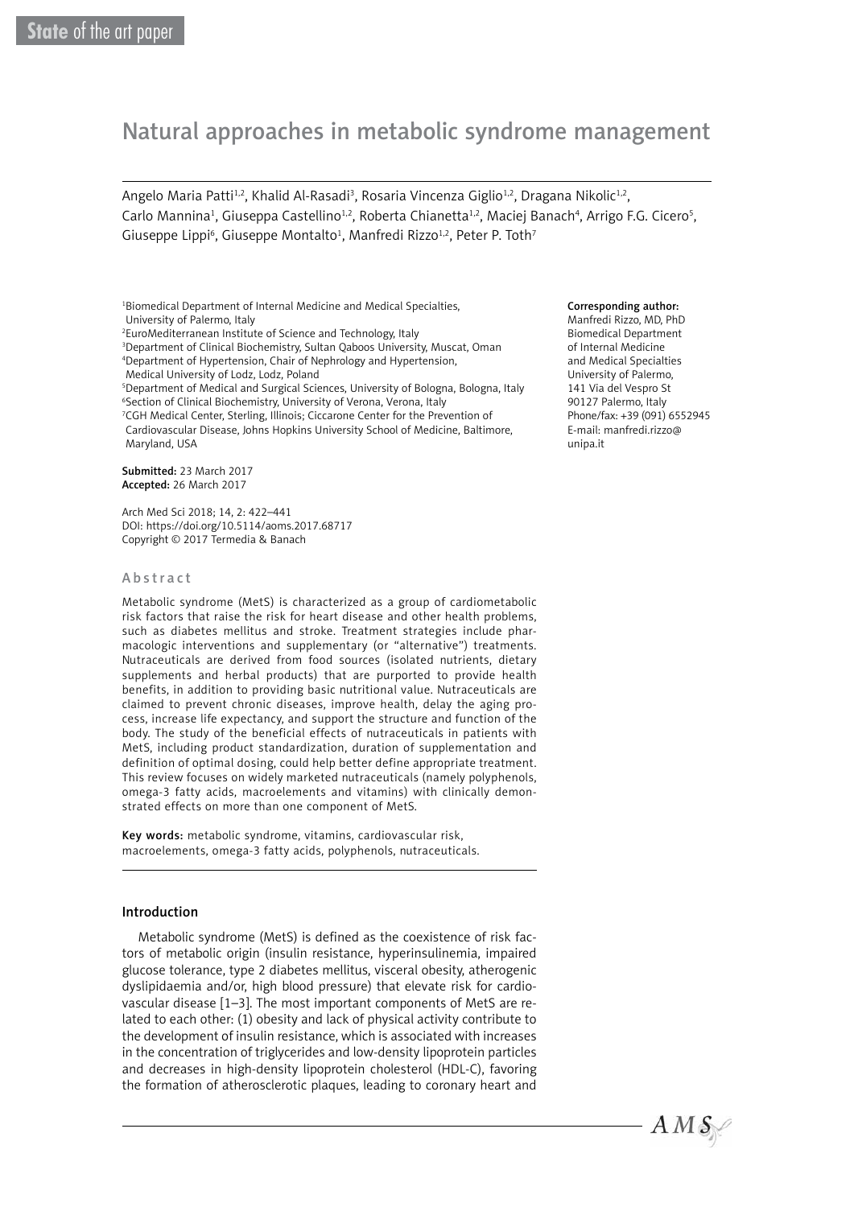State of the art paper

# Natural approaches in metabolic syndrome management

Angelo Maria Patti[1,2], Khalid Al-Rasadi[3], Rosaria Vincenza Giglio[1,2], Dragana Nikolic[1,2], Carlo Mannina[1], Giuseppe Castellino[1,2], Roberta Chianetta[1,2], Maciej Banach[4], Arrigo F.G. Cicero[5], Giuseppe Lippi[6], Giuseppe Montalto[1], Manfredi Rizzo[1,2], Peter P. Toth[7]

[1]Biomedical Department of Internal Medicine and Medical Specialties, University of Palermo, Italy
[2]EuroMediterranean Institute of Science and Technology, Italy
[3]Department of Clinical Biochemistry, Sultan Qaboos University, Muscat, Oman
[4]Department of Hypertension, Chair of Nephrology and Hypertension, Medical University of Lodz, Lodz, Poland
[5]Department of Medical and Surgical Sciences, University of Bologna, Bologna, Italy
[6]Section of Clinical Biochemistry, University of Verona, Verona, Italy
[7]CGH Medical Center, Sterling, Illinois; Ciccarone Center for the Prevention of Cardiovascular Disease, Johns Hopkins University School of Medicine, Baltimore, Maryland, USA

**Submitted:** 23 March 2017
**Accepted:** 26 March 2017

Arch Med Sci 2018; 14, 2: 422–441
DOI: https://doi.org/10.5114/aoms.2017.68717
Copyright © 2017 Termedia & Banach

**Corresponding author:**
Manfredi Rizzo, MD, PhD
Biomedical Department of Internal Medicine and Medical Specialties
University of Palermo,
141 Via del Vespro St
90127 Palermo, Italy
Phone/fax: +39 (091) 6552945
E-mail: manfredi.rizzo@unipa.it

## Abstract

Metabolic syndrome (MetS) is characterized as a group of cardiometabolic risk factors that raise the risk for heart disease and other health problems, such as diabetes mellitus and stroke. Treatment strategies include pharmacologic interventions and supplementary (or "alternative") treatments. Nutraceuticals are derived from food sources (isolated nutrients, dietary supplements and herbal products) that are purported to provide health benefits, in addition to providing basic nutritional value. Nutraceuticals are claimed to prevent chronic diseases, improve health, delay the aging process, increase life expectancy, and support the structure and function of the body. The study of the beneficial effects of nutraceuticals in patients with MetS, including product standardization, duration of supplementation and definition of optimal dosing, could help better define appropriate treatment. This review focuses on widely marketed nutraceuticals (namely polyphenols, omega-3 fatty acids, macroelements and vitamins) with clinically demonstrated effects on more than one component of MetS.

**Key words:** metabolic syndrome, vitamins, cardiovascular risk, macroelements, omega-3 fatty acids, polyphenols, nutraceuticals.

## Introduction

Metabolic syndrome (MetS) is defined as the coexistence of risk factors of metabolic origin (insulin resistance, hyperinsulinemia, impaired glucose tolerance, type 2 diabetes mellitus, visceral obesity, atherogenic dyslipidaemia and/or, high blood pressure) that elevate risk for cardiovascular disease [1–3]. The most important components of MetS are related to each other: (1) obesity and lack of physical activity contribute to the development of insulin resistance, which is associated with increases in the concentration of triglycerides and low-density lipoprotein particles and decreases in high-density lipoprotein cholesterol (HDL-C), favoring the formation of atherosclerotic plaques, leading to coronary heart and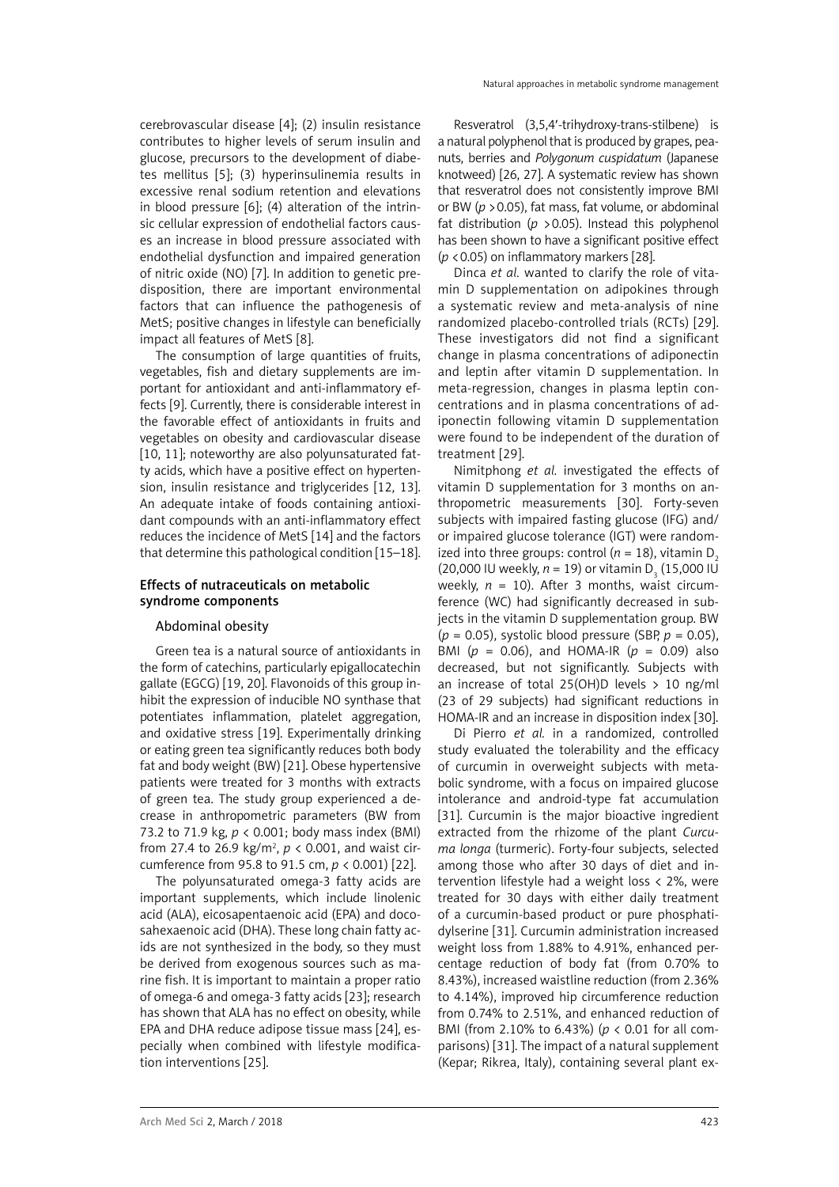cerebrovascular disease [4]; (2) insulin resistance contributes to higher levels of serum insulin and glucose, precursors to the development of diabetes mellitus [5]; (3) hyperinsulinemia results in excessive renal sodium retention and elevations in blood pressure [6]; (4) alteration of the intrinsic cellular expression of endothelial factors causes an increase in blood pressure associated with endothelial dysfunction and impaired generation of nitric oxide (NO) [7]. In addition to genetic predisposition, there are important environmental factors that can influence the pathogenesis of MetS; positive changes in lifestyle can beneficially impact all features of MetS [8].

The consumption of large quantities of fruits, vegetables, fish and dietary supplements are important for antioxidant and anti-inflammatory effects [9]. Currently, there is considerable interest in the favorable effect of antioxidants in fruits and vegetables on obesity and cardiovascular disease [10, 11]; noteworthy are also polyunsaturated fatty acids, which have a positive effect on hypertension, insulin resistance and triglycerides [12, 13]. An adequate intake of foods containing antioxidant compounds with an anti-inflammatory effect reduces the incidence of MetS [14] and the factors that determine this pathological condition [15–18].

## Effects of nutraceuticals on metabolic syndrome components

### Abdominal obesity

Green tea is a natural source of antioxidants in the form of catechins, particularly epigallocatechin gallate (EGCG) [19, 20]. Flavonoids of this group inhibit the expression of inducible NO synthase that potentiates inflammation, platelet aggregation, and oxidative stress [19]. Experimentally drinking or eating green tea significantly reduces both body fat and body weight (BW) [21]. Obese hypertensive patients were treated for 3 months with extracts of green tea. The study group experienced a decrease in anthropometric parameters (BW from 73.2 to 71.9 kg, $p < 0.001$; body mass index (BMI) from 27.4 to 26.9 kg/m$^2$, $p < 0.001$, and waist circumference from 95.8 to 91.5 cm, $p < 0.001$) [22].

The polyunsaturated omega-3 fatty acids are important supplements, which include linolenic acid (ALA), eicosapentaenoic acid (EPA) and docosahexaenoic acid (DHA). These long chain fatty acids are not synthesized in the body, so they must be derived from exogenous sources such as marine fish. It is important to maintain a proper ratio of omega-6 and omega-3 fatty acids [23]; research has shown that ALA has no effect on obesity, while EPA and DHA reduce adipose tissue mass [24], especially when combined with lifestyle modification interventions [25].

Resveratrol (3,5,4′-trihydroxy-trans-stilbene) is a natural polyphenol that is produced by grapes, peanuts, berries and *Polygonum cuspidatum* (Japanese knotweed) [26, 27]. A systematic review has shown that resveratrol does not consistently improve BMI or BW ($p > 0.05$), fat mass, fat volume, or abdominal fat distribution ($p > 0.05$). Instead this polyphenol has been shown to have a significant positive effect ($p < 0.05$) on inflammatory markers [28].

Dinca *et al.* wanted to clarify the role of vitamin D supplementation on adipokines through a systematic review and meta-analysis of nine randomized placebo-controlled trials (RCTs) [29]. These investigators did not find a significant change in plasma concentrations of adiponectin and leptin after vitamin D supplementation. In meta-regression, changes in plasma leptin concentrations and in plasma concentrations of adiponectin following vitamin D supplementation were found to be independent of the duration of treatment [29].

Nimitphong *et al.* investigated the effects of vitamin D supplementation for 3 months on anthropometric measurements [30]. Forty-seven subjects with impaired fasting glucose (IFG) and/or impaired glucose tolerance (IGT) were randomized into three groups: control ($n = 18$), vitamin $D_2$ (20,000 IU weekly, $n = 19$) or vitamin $D_3$ (15,000 IU weekly, $n = 10$). After 3 months, waist circumference (WC) had significantly decreased in subjects in the vitamin D supplementation group. BW ($p = 0.05$), systolic blood pressure (SBP, $p = 0.05$), BMI ($p = 0.06$), and HOMA-IR ($p = 0.09$) also decreased, but not significantly. Subjects with an increase of total 25(OH)D levels > 10 ng/ml (23 of 29 subjects) had significant reductions in HOMA-IR and an increase in disposition index [30].

Di Pierro *et al.* in a randomized, controlled study evaluated the tolerability and the efficacy of curcumin in overweight subjects with metabolic syndrome, with a focus on impaired glucose intolerance and android-type fat accumulation [31]. Curcumin is the major bioactive ingredient extracted from the rhizome of the plant *Curcuma longa* (turmeric). Forty-four subjects, selected among those who after 30 days of diet and intervention lifestyle had a weight loss < 2%, were treated for 30 days with either daily treatment of a curcumin-based product or pure phosphatidylserine [31]. Curcumin administration increased weight loss from 1.88% to 4.91%, enhanced percentage reduction of body fat (from 0.70% to 8.43%), increased waistline reduction (from 2.36% to 4.14%), improved hip circumference reduction from 0.74% to 2.51%, and enhanced reduction of BMI (from 2.10% to 6.43%) ($p < 0.01$ for all comparisons) [31]. The impact of a natural supplement (Kepar; Rikrea, Italy), containing several plant ex-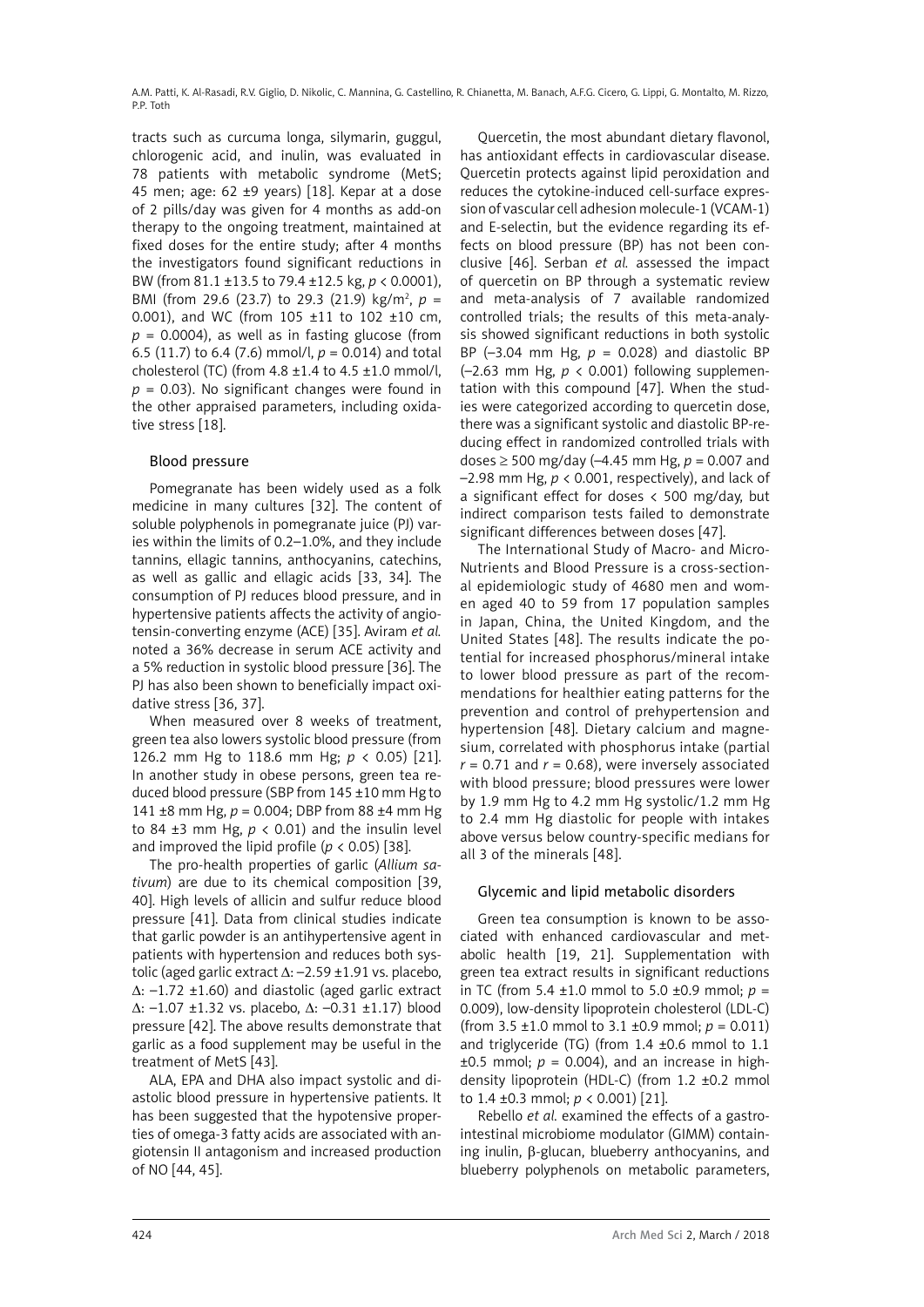tracts such as curcuma longa, silymarin, guggul, chlorogenic acid, and inulin, was evaluated in 78 patients with metabolic syndrome (MetS; 45 men; age: 62 ±9 years) [18]. Kepar at a dose of 2 pills/day was given for 4 months as add-on therapy to the ongoing treatment, maintained at fixed doses for the entire study; after 4 months the investigators found significant reductions in BW (from 81.1 ±13.5 to 79.4 ±12.5 kg, $p < 0.0001$), BMI (from 29.6 (23.7) to 29.3 (21.9) kg/m$^2$, $p = 0.001$), and WC (from 105 ±11 to 102 ±10 cm, $p = 0.0004$), as well as in fasting glucose (from 6.5 (11.7) to 6.4 (7.6) mmol/l, $p = 0.014$) and total cholesterol (TC) (from 4.8 ±1.4 to 4.5 ±1.0 mmol/l, $p = 0.03$). No significant changes were found in the other appraised parameters, including oxidative stress [18].

## Blood pressure

Pomegranate has been widely used as a folk medicine in many cultures [32]. The content of soluble polyphenols in pomegranate juice (PJ) varies within the limits of 0.2–1.0%, and they include tannins, ellagic tannins, anthocyanins, catechins, as well as gallic and ellagic acids [33, 34]. The consumption of PJ reduces blood pressure, and in hypertensive patients affects the activity of angiotensin-converting enzyme (ACE) [35]. Aviram *et al.* noted a 36% decrease in serum ACE activity and a 5% reduction in systolic blood pressure [36]. The PJ has also been shown to beneficially impact oxidative stress [36, 37].

When measured over 8 weeks of treatment, green tea also lowers systolic blood pressure (from 126.2 mm Hg to 118.6 mm Hg; $p < 0.05$) [21]. In another study in obese persons, green tea reduced blood pressure (SBP from 145 ±10 mm Hg to 141 ±8 mm Hg, $p = 0.004$; DBP from 88 ±4 mm Hg to 84 ±3 mm Hg, $p < 0.01$) and the insulin level and improved the lipid profile ($p < 0.05$) [38].

The pro-health properties of garlic (*Allium sativum*) are due to its chemical composition [39, 40]. High levels of allicin and sulfur reduce blood pressure [41]. Data from clinical studies indicate that garlic powder is an antihypertensive agent in patients with hypertension and reduces both systolic (aged garlic extract Δ: –2.59 ±1.91 vs. placebo, Δ: –1.72 ±1.60) and diastolic (aged garlic extract Δ: –1.07 ±1.32 vs. placebo, Δ: –0.31 ±1.17) blood pressure [42]. The above results demonstrate that garlic as a food supplement may be useful in the treatment of MetS [43].

ALA, EPA and DHA also impact systolic and diastolic blood pressure in hypertensive patients. It has been suggested that the hypotensive properties of omega-3 fatty acids are associated with angiotensin II antagonism and increased production of NO [44, 45].

Quercetin, the most abundant dietary flavonol, has antioxidant effects in cardiovascular disease. Quercetin protects against lipid peroxidation and reduces the cytokine-induced cell-surface expression of vascular cell adhesion molecule-1 (VCAM-1) and E-selectin, but the evidence regarding its effects on blood pressure (BP) has not been conclusive [46]. Serban *et al.* assessed the impact of quercetin on BP through a systematic review and meta-analysis of 7 available randomized controlled trials; the results of this meta-analysis showed significant reductions in both systolic BP (–3.04 mm Hg, $p = 0.028$) and diastolic BP (–2.63 mm Hg, $p < 0.001$) following supplementation with this compound [47]. When the studies were categorized according to quercetin dose, there was a significant systolic and diastolic BP-reducing effect in randomized controlled trials with doses ≥ 500 mg/day (–4.45 mm Hg, $p = 0.007$ and –2.98 mm Hg, $p < 0.001$, respectively), and lack of a significant effect for doses < 500 mg/day, but indirect comparison tests failed to demonstrate significant differences between doses [47].

The International Study of Macro- and Micro-Nutrients and Blood Pressure is a cross-sectional epidemiologic study of 4680 men and women aged 40 to 59 from 17 population samples in Japan, China, the United Kingdom, and the United States [48]. The results indicate the potential for increased phosphorus/mineral intake to lower blood pressure as part of the recommendations for healthier eating patterns for the prevention and control of prehypertension and hypertension [48]. Dietary calcium and magnesium, correlated with phosphorus intake (partial $r = 0.71$ and $r = 0.68$), were inversely associated with blood pressure; blood pressures were lower by 1.9 mm Hg to 4.2 mm Hg systolic/1.2 mm Hg to 2.4 mm Hg diastolic for people with intakes above versus below country-specific medians for all 3 of the minerals [48].

## Glycemic and lipid metabolic disorders

Green tea consumption is known to be associated with enhanced cardiovascular and metabolic health [19, 21]. Supplementation with green tea extract results in significant reductions in TC (from 5.4 ±1.0 mmol to 5.0 ±0.9 mmol; $p = 0.009$), low-density lipoprotein cholesterol (LDL-C) (from 3.5 ±1.0 mmol to 3.1 ±0.9 mmol; $p = 0.011$) and triglyceride (TG) (from 1.4 ±0.6 mmol to 1.1 ±0.5 mmol; $p = 0.004$), and an increase in high-density lipoprotein (HDL-C) (from 1.2 ±0.2 mmol to 1.4 ±0.3 mmol; $p < 0.001$) [21].

Rebello *et al.* examined the effects of a gastrointestinal microbiome modulator (GIMM) containing inulin, β-glucan, blueberry anthocyanins, and blueberry polyphenols on metabolic parameters,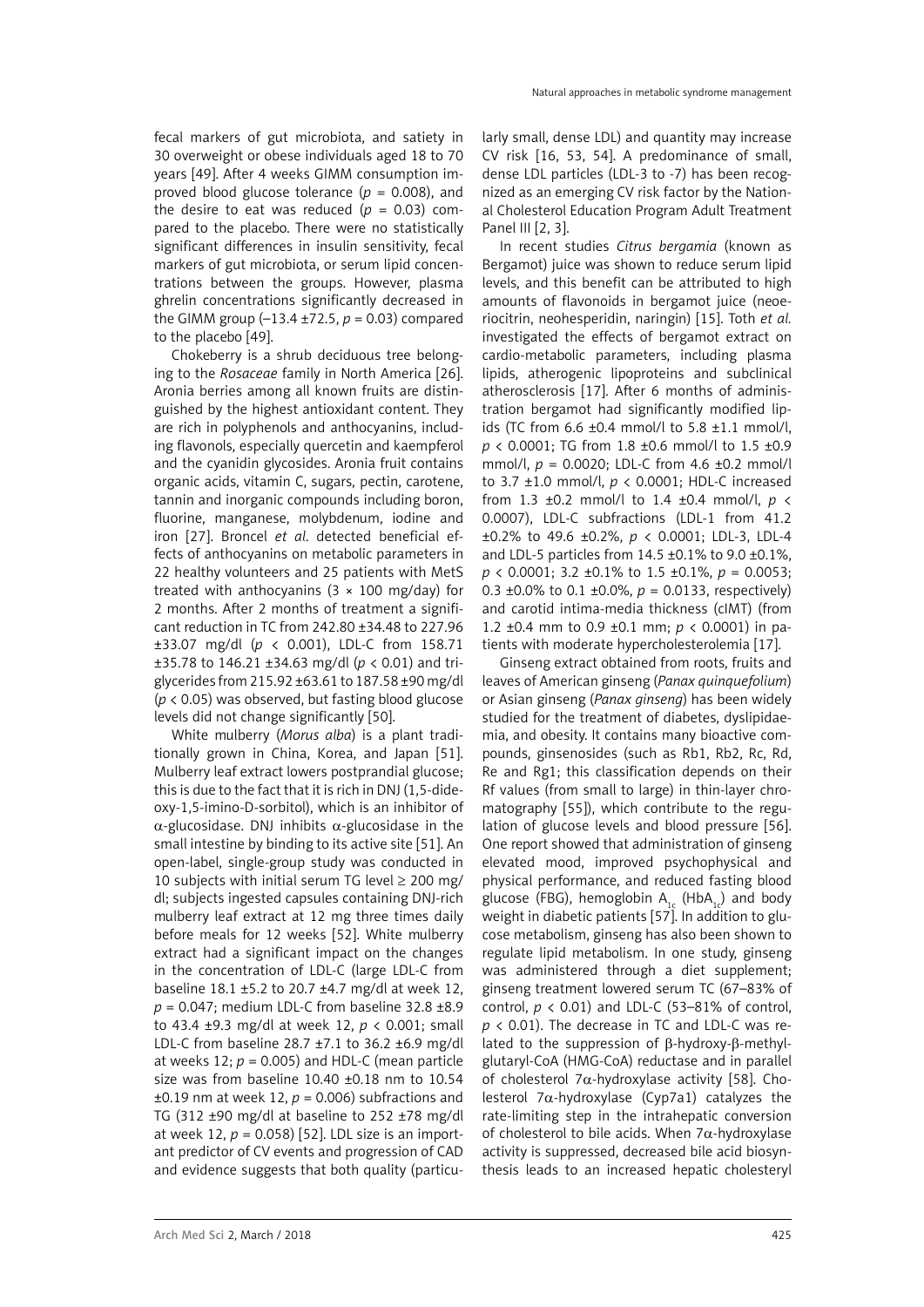fecal markers of gut microbiota, and satiety in 30 overweight or obese individuals aged 18 to 70 years [49]. After 4 weeks GIMM consumption improved blood glucose tolerance ($p = 0.008$), and the desire to eat was reduced ($p = 0.03$) compared to the placebo. There were no statistically significant differences in insulin sensitivity, fecal markers of gut microbiota, or serum lipid concentrations between the groups. However, plasma ghrelin concentrations significantly decreased in the GIMM group (–13.4 ±72.5, $p = 0.03$) compared to the placebo [49].

Chokeberry is a shrub deciduous tree belonging to the *Rosaceae* family in North America [26]. Aronia berries among all known fruits are distinguished by the highest antioxidant content. They are rich in polyphenols and anthocyanins, including flavonols, especially quercetin and kaempferol and the cyanidin glycosides. Aronia fruit contains organic acids, vitamin C, sugars, pectin, carotene, tannin and inorganic compounds including boron, fluorine, manganese, molybdenum, iodine and iron [27]. Broncel *et al*. detected beneficial effects of anthocyanins on metabolic parameters in 22 healthy volunteers and 25 patients with MetS treated with anthocyanins (3 × 100 mg/day) for 2 months. After 2 months of treatment a significant reduction in TC from 242.80 ±34.48 to 227.96 ±33.07 mg/dl ($p < 0.001$), LDL-C from 158.71 ±35.78 to 146.21 ±34.63 mg/dl ($p < 0.01$) and triglycerides from 215.92 ±63.61 to 187.58 ±90 mg/dl ($p < 0.05$) was observed, but fasting blood glucose levels did not change significantly [50].

White mulberry (*Morus alba*) is a plant traditionally grown in China, Korea, and Japan [51]. Mulberry leaf extract lowers postprandial glucose; this is due to the fact that it is rich in DNJ (1,5-dideoxy-1,5-imino-D-sorbitol), which is an inhibitor of α-glucosidase. DNJ inhibits α-glucosidase in the small intestine by binding to its active site [51]. An open-label, single-group study was conducted in 10 subjects with initial serum TG level ≥ 200 mg/dl; subjects ingested capsules containing DNJ-rich mulberry leaf extract at 12 mg three times daily before meals for 12 weeks [52]. White mulberry extract had a significant impact on the changes in the concentration of LDL-C (large LDL-C from baseline 18.1 ±5.2 to 20.7 ±4.7 mg/dl at week 12, $p = 0.047$; medium LDL-C from baseline 32.8 ±8.9 to 43.4 ±9.3 mg/dl at week 12, $p < 0.001$; small LDL-C from baseline 28.7 ±7.1 to 36.2 ±6.9 mg/dl at weeks 12; $p = 0.005$) and HDL-C (mean particle size was from baseline 10.40 ±0.18 nm to 10.54 ±0.19 nm at week 12, $p = 0.006$) subfractions and TG (312 ±90 mg/dl at baseline to 252 ±78 mg/dl at week 12, $p = 0.058$) [52]. LDL size is an important predictor of CV events and progression of CAD and evidence suggests that both quality (particularly small, dense LDL) and quantity may increase CV risk [16, 53, 54]. A predominance of small, dense LDL particles (LDL-3 to -7) has been recognized as an emerging CV risk factor by the National Cholesterol Education Program Adult Treatment Panel III [2, 3].

In recent studies *Citrus bergamia* (known as Bergamot) juice was shown to reduce serum lipid levels, and this benefit can be attributed to high amounts of flavonoids in bergamot juice (neoeriocitrin, neohesperidin, naringin) [15]. Toth *et al.* investigated the effects of bergamot extract on cardio-metabolic parameters, including plasma lipids, atherogenic lipoproteins and subclinical atherosclerosis [17]. After 6 months of administration bergamot had significantly modified lipids (TC from 6.6 ±0.4 mmol/l to 5.8 ±1.1 mmol/l, $p < 0.0001$; TG from 1.8 ±0.6 mmol/l to 1.5 ±0.9 mmol/l, $p = 0.0020$; LDL-C from 4.6 ±0.2 mmol/l to 3.7 ±1.0 mmol/l, $p < 0.0001$; HDL-C increased from 1.3 ±0.2 mmol/l to 1.4 ±0.4 mmol/l, $p < 0.0007$), LDL-C subfractions (LDL-1 from 41.2 ±0.2% to 49.6 ±0.2%, $p < 0.0001$; LDL-3, LDL-4 and LDL-5 particles from 14.5 ±0.1% to 9.0 ±0.1%, $p < 0.0001$; 3.2 ±0.1% to 1.5 ±0.1%, $p = 0.0053$; 0.3 ±0.0% to 0.1 ±0.0%, $p = 0.0133$, respectively) and carotid intima-media thickness (cIMT) (from 1.2 ±0.4 mm to 0.9 ±0.1 mm; $p < 0.0001$) in patients with moderate hypercholesterolemia [17].

Ginseng extract obtained from roots, fruits and leaves of American ginseng (*Panax quinquefolium*) or Asian ginseng (*Panax ginseng*) has been widely studied for the treatment of diabetes, dyslipidaemia, and obesity. It contains many bioactive compounds, ginsenosides (such as Rb1, Rb2, Rc, Rd, Re and Rg1; this classification depends on their Rf values (from small to large) in thin-layer chromatography [55]), which contribute to the regulation of glucose levels and blood pressure [56]. One report showed that administration of ginseng elevated mood, improved psychophysical and physical performance, and reduced fasting blood glucose (FBG), hemoglobin $A_{1c}$ ($HbA_{1c}$) and body weight in diabetic patients [57]. In addition to glucose metabolism, ginseng has also been shown to regulate lipid metabolism. In one study, ginseng was administered through a diet supplement; ginseng treatment lowered serum TC (67–83% of control, $p < 0.01$) and LDL-C (53–81% of control, $p < 0.01$). The decrease in TC and LDL-C was related to the suppression of β-hydroxy-β-methylglutaryl-CoA (HMG-CoA) reductase and in parallel of cholesterol 7α-hydroxylase activity [58]. Cholesterol 7α-hydroxylase (Cyp7a1) catalyzes the rate-limiting step in the intrahepatic conversion of cholesterol to bile acids. When 7α-hydroxylase activity is suppressed, decreased bile acid biosynthesis leads to an increased hepatic cholesteryl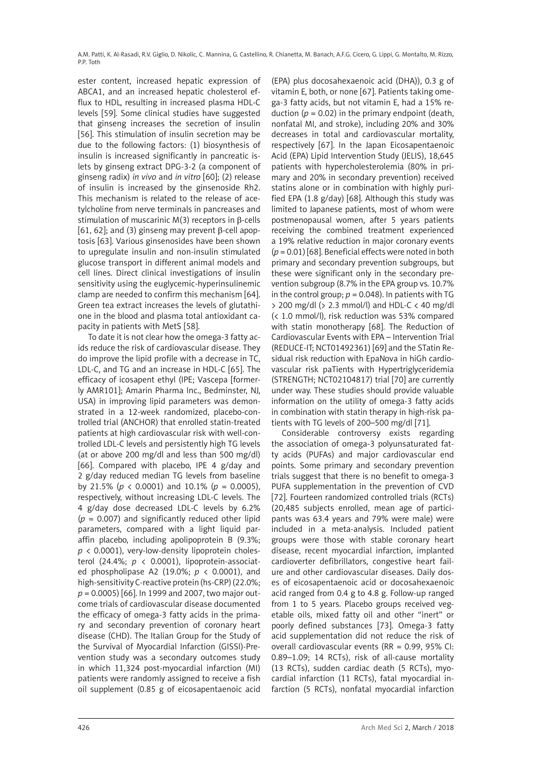ester content, increased hepatic expression of ABCA1, and an increased hepatic cholesterol efflux to HDL, resulting in increased plasma HDL-C levels [59]. Some clinical studies have suggested that ginseng increases the secretion of insulin [56]. This stimulation of insulin secretion may be due to the following factors: (1) biosynthesis of insulin is increased significantly in pancreatic islets by ginseng extract DPG-3-2 (a component of ginseng radix) *in vivo* and *in vitro* [60]; (2) release of insulin is increased by the ginsenoside Rh2. This mechanism is related to the release of acetylcholine from nerve terminals in pancreases and stimulation of muscarinic M(3) receptors in β-cells [61, 62]; and (3) ginseng may prevent β-cell apoptosis [63]. Various ginsenosides have been shown to upregulate insulin and non-insulin stimulated glucose transport in different animal models and cell lines. Direct clinical investigations of insulin sensitivity using the euglycemic-hyperinsulinemic clamp are needed to confirm this mechanism [64]. Green tea extract increases the levels of glutathione in the blood and plasma total antioxidant capacity in patients with MetS [58].

To date it is not clear how the omega-3 fatty acids reduce the risk of cardiovascular disease. They do improve the lipid profile with a decrease in TC, LDL-C, and TG and an increase in HDL-C [65]. The efficacy of icosapent ethyl (IPE; Vascepa [formerly AMR101]; Amarin Pharma Inc., Bedminster, NJ, USA) in improving lipid parameters was demonstrated in a 12-week randomized, placebo-controlled trial (ANCHOR) that enrolled statin-treated patients at high cardiovascular risk with well-controlled LDL-C levels and persistently high TG levels (at or above 200 mg/dl and less than 500 mg/dl) [66]. Compared with placebo, IPE 4 g/day and 2 g/day reduced median TG levels from baseline by 21.5% ($p < 0.0001$) and 10.1% ($p = 0.0005$), respectively, without increasing LDL-C levels. The 4 g/day dose decreased LDL-C levels by 6.2% ($p = 0.007$) and significantly reduced other lipid parameters, compared with a light liquid paraffin placebo, including apolipoprotein B (9.3%; $p < 0.0001$), very-low-density lipoprotein cholesterol (24.4%; $p < 0.0001$), lipoprotein-associated phospholipase A2 (19.0%; $p < 0.0001$), and high-sensitivity C-reactive protein (hs-CRP) (22.0%; $p = 0.0005$) [66]. In 1999 and 2007, two major outcome trials of cardiovascular disease documented the efficacy of omega-3 fatty acids in the primary and secondary prevention of coronary heart disease (CHD). The Italian Group for the Study of the Survival of Myocardial Infarction (GISSI)-Prevention study was a secondary outcomes study in which 11,324 post-myocardial infarction (MI) patients were randomly assigned to receive a fish oil supplement (0.85 g of eicosapentaenoic acid (EPA) plus docosahexaenoic acid (DHA)), 0.3 g of vitamin E, both, or none [67]. Patients taking omega-3 fatty acids, but not vitamin E, had a 15% reduction ($p = 0.02$) in the primary endpoint (death, nonfatal MI, and stroke), including 20% and 30% decreases in total and cardiovascular mortality, respectively [67]. In the Japan Eicosapentaenoic Acid (EPA) Lipid Intervention Study (JELIS), 18,645 patients with hypercholesterolemia (80% in primary and 20% in secondary prevention) received statins alone or in combination with highly purified EPA (1.8 g/day) [68]. Although this study was limited to Japanese patients, most of whom were postmenopausal women, after 5 years patients receiving the combined treatment experienced a 19% relative reduction in major coronary events ($p = 0.01$) [68]. Beneficial effects were noted in both primary and secondary prevention subgroups, but these were significant only in the secondary prevention subgroup (8.7% in the EPA group vs. 10.7% in the control group; $p = 0.048$). In patients with TG > 200 mg/dl (> 2.3 mmol/l) and HDL-C < 40 mg/dl (< 1.0 mmol/l), risk reduction was 53% compared with statin monotherapy [68]. The Reduction of Cardiovascular Events with EPA – Intervention Trial (REDUCE-IT; NCT01492361) [69] and the STatin Residual risk reduction with EpaNova in hiGh cardiovascular risk paTients with Hypertriglyceridemia (STRENGTH; NCT02104817) trial [70] are currently under way. These studies should provide valuable information on the utility of omega-3 fatty acids in combination with statin therapy in high-risk patients with TG levels of 200–500 mg/dl [71].

Considerable controversy exists regarding the association of omega-3 polyunsaturated fatty acids (PUFAs) and major cardiovascular end points. Some primary and secondary prevention trials suggest that there is no benefit to omega-3 PUFA supplementation in the prevention of CVD [72]. Fourteen randomized controlled trials (RCTs) (20,485 subjects enrolled, mean age of participants was 63.4 years and 79% were male) were included in a meta-analysis. Included patient groups were those with stable coronary heart disease, recent myocardial infarction, implanted cardioverter defibrillators, congestive heart failure and other cardiovascular diseases. Daily doses of eicosapentaenoic acid or docosahexaenoic acid ranged from 0.4 g to 4.8 g. Follow-up ranged from 1 to 5 years. Placebo groups received vegetable oils, mixed fatty oil and other "inert" or poorly defined substances [73]. Omega-3 fatty acid supplementation did not reduce the risk of overall cardiovascular events (RR = 0.99, 95% CI: 0.89–1.09; 14 RCTs), risk of all-cause mortality (13 RCTs), sudden cardiac death (5 RCTs), myocardial infarction (11 RCTs), fatal myocardial infarction (5 RCTs), nonfatal myocardial infarction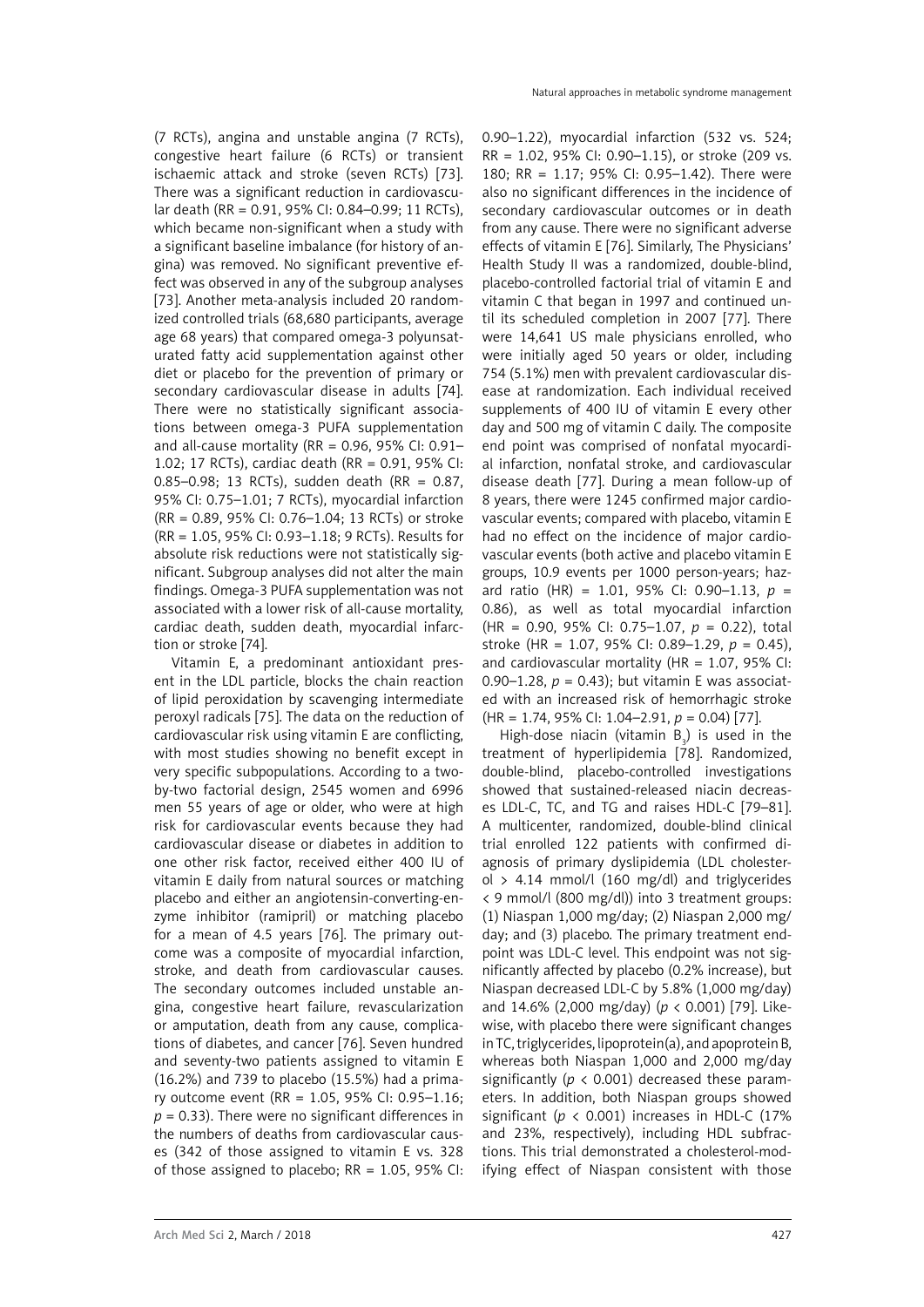(7 RCTs), angina and unstable angina (7 RCTs), congestive heart failure (6 RCTs) or transient ischaemic attack and stroke (seven RCTs) [73]. There was a significant reduction in cardiovascular death (RR = 0.91, 95% CI: 0.84–0.99; 11 RCTs), which became non-significant when a study with a significant baseline imbalance (for history of angina) was removed. No significant preventive effect was observed in any of the subgroup analyses [73]. Another meta-analysis included 20 randomized controlled trials (68,680 participants, average age 68 years) that compared omega-3 polyunsaturated fatty acid supplementation against other diet or placebo for the prevention of primary or secondary cardiovascular disease in adults [74]. There were no statistically significant associations between omega-3 PUFA supplementation and all-cause mortality (RR = 0.96, 95% CI: 0.91–1.02; 17 RCTs), cardiac death (RR = 0.91, 95% CI: 0.85–0.98; 13 RCTs), sudden death (RR = 0.87, 95% CI: 0.75–1.01; 7 RCTs), myocardial infarction (RR = 0.89, 95% CI: 0.76–1.04; 13 RCTs) or stroke (RR = 1.05, 95% CI: 0.93–1.18; 9 RCTs). Results for absolute risk reductions were not statistically significant. Subgroup analyses did not alter the main findings. Omega-3 PUFA supplementation was not associated with a lower risk of all-cause mortality, cardiac death, sudden death, myocardial infarction or stroke [74].

Vitamin E, a predominant antioxidant present in the LDL particle, blocks the chain reaction of lipid peroxidation by scavenging intermediate peroxyl radicals [75]. The data on the reduction of cardiovascular risk using vitamin E are conflicting, with most studies showing no benefit except in very specific subpopulations. According to a two-by-two factorial design, 2545 women and 6996 men 55 years of age or older, who were at high risk for cardiovascular events because they had cardiovascular disease or diabetes in addition to one other risk factor, received either 400 IU of vitamin E daily from natural sources or matching placebo and either an angiotensin-converting-enzyme inhibitor (ramipril) or matching placebo for a mean of 4.5 years [76]. The primary outcome was a composite of myocardial infarction, stroke, and death from cardiovascular causes. The secondary outcomes included unstable angina, congestive heart failure, revascularization or amputation, death from any cause, complications of diabetes, and cancer [76]. Seven hundred and seventy-two patients assigned to vitamin E (16.2%) and 739 to placebo (15.5%) had a primary outcome event (RR = 1.05, 95% CI: 0.95–1.16; $p = 0.33$). There were no significant differences in the numbers of deaths from cardiovascular causes (342 of those assigned to vitamin E vs. 328 of those assigned to placebo; RR = 1.05, 95% CI: 0.90–1.22), myocardial infarction (532 vs. 524; RR = 1.02, 95% CI: 0.90–1.15), or stroke (209 vs. 180; RR = 1.17; 95% CI: 0.95–1.42). There were also no significant differences in the incidence of secondary cardiovascular outcomes or in death from any cause. There were no significant adverse effects of vitamin E [76]. Similarly, The Physicians' Health Study II was a randomized, double-blind, placebo-controlled factorial trial of vitamin E and vitamin C that began in 1997 and continued until its scheduled completion in 2007 [77]. There were 14,641 US male physicians enrolled, who were initially aged 50 years or older, including 754 (5.1%) men with prevalent cardiovascular disease at randomization. Each individual received supplements of 400 IU of vitamin E every other day and 500 mg of vitamin C daily. The composite end point was comprised of nonfatal myocardial infarction, nonfatal stroke, and cardiovascular disease death [77]. During a mean follow-up of 8 years, there were 1245 confirmed major cardiovascular events; compared with placebo, vitamin E had no effect on the incidence of major cardiovascular events (both active and placebo vitamin E groups, 10.9 events per 1000 person-years; hazard ratio (HR) = 1.01, 95% CI: 0.90–1.13, $p = 0.86$), as well as total myocardial infarction (HR = 0.90, 95% CI: 0.75–1.07, $p = 0.22$), total stroke (HR = 1.07, 95% CI: 0.89–1.29, $p = 0.45$), and cardiovascular mortality (HR = 1.07, 95% CI: 0.90–1.28, $p = 0.43$); but vitamin E was associated with an increased risk of hemorrhagic stroke (HR = 1.74, 95% CI: 1.04–2.91, $p = 0.04$) [77].

High-dose niacin (vitamin $B_3$) is used in the treatment of hyperlipidemia [78]. Randomized, double-blind, placebo-controlled investigations showed that sustained-released niacin decreases LDL-C, TC, and TG and raises HDL-C [79–81]. A multicenter, randomized, double-blind clinical trial enrolled 122 patients with confirmed diagnosis of primary dyslipidemia (LDL cholesterol > 4.14 mmol/l (160 mg/dl) and triglycerides < 9 mmol/l (800 mg/dl)) into 3 treatment groups: (1) Niaspan 1,000 mg/day; (2) Niaspan 2,000 mg/day; and (3) placebo. The primary treatment endpoint was LDL-C level. This endpoint was not significantly affected by placebo (0.2% increase), but Niaspan decreased LDL-C by 5.8% (1,000 mg/day) and 14.6% (2,000 mg/day) ($p < 0.001$) [79]. Likewise, with placebo there were significant changes in TC, triglycerides, lipoprotein(a), and apoprotein B, whereas both Niaspan 1,000 and 2,000 mg/day significantly ($p < 0.001$) decreased these parameters. In addition, both Niaspan groups showed significant ($p < 0.001$) increases in HDL-C (17% and 23%, respectively), including HDL subfractions. This trial demonstrated a cholesterol-modifying effect of Niaspan consistent with those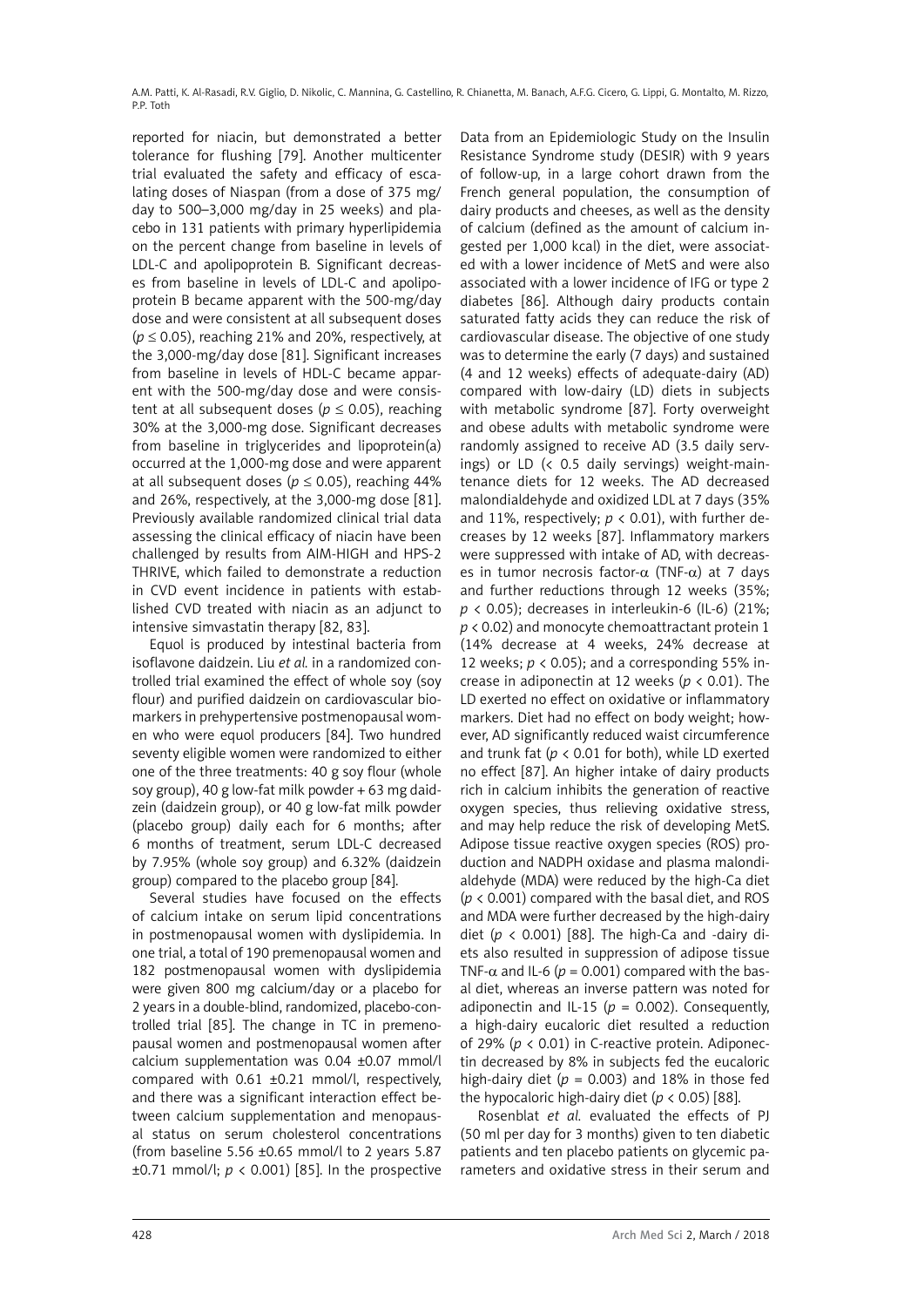reported for niacin, but demonstrated a better tolerance for flushing [79]. Another multicenter trial evaluated the safety and efficacy of escalating doses of Niaspan (from a dose of 375 mg/day to 500–3,000 mg/day in 25 weeks) and placebo in 131 patients with primary hyperlipidemia on the percent change from baseline in levels of LDL-C and apolipoprotein B. Significant decreases from baseline in levels of LDL-C and apolipoprotein B became apparent with the 500-mg/day dose and were consistent at all subsequent doses ($p \leq 0.05$), reaching 21% and 20%, respectively, at the 3,000-mg/day dose [81]. Significant increases from baseline in levels of HDL-C became apparent with the 500-mg/day dose and were consistent at all subsequent doses ($p \leq 0.05$), reaching 30% at the 3,000-mg dose. Significant decreases from baseline in triglycerides and lipoprotein(a) occurred at the 1,000-mg dose and were apparent at all subsequent doses ($p \leq 0.05$), reaching 44% and 26%, respectively, at the 3,000-mg dose [81]. Previously available randomized clinical trial data assessing the clinical efficacy of niacin have been challenged by results from AIM-HIGH and HPS-2 THRIVE, which failed to demonstrate a reduction in CVD event incidence in patients with established CVD treated with niacin as an adjunct to intensive simvastatin therapy [82, 83].

Equol is produced by intestinal bacteria from isoflavone daidzein. Liu *et al.* in a randomized controlled trial examined the effect of whole soy (soy flour) and purified daidzein on cardiovascular biomarkers in prehypertensive postmenopausal women who were equol producers [84]. Two hundred seventy eligible women were randomized to either one of the three treatments: 40 g soy flour (whole soy group), 40 g low-fat milk powder + 63 mg daidzein (daidzein group), or 40 g low-fat milk powder (placebo group) daily each for 6 months; after 6 months of treatment, serum LDL-C decreased by 7.95% (whole soy group) and 6.32% (daidzein group) compared to the placebo group [84].

Several studies have focused on the effects of calcium intake on serum lipid concentrations in postmenopausal women with dyslipidemia. In one trial, a total of 190 premenopausal women and 182 postmenopausal women with dyslipidemia were given 800 mg calcium/day or a placebo for 2 years in a double-blind, randomized, placebo-controlled trial [85]. The change in TC in premenopausal women and postmenopausal women after calcium supplementation was 0.04 ±0.07 mmol/l compared with 0.61 ±0.21 mmol/l, respectively, and there was a significant interaction effect between calcium supplementation and menopausal status on serum cholesterol concentrations (from baseline 5.56 ±0.65 mmol/l to 2 years 5.87 ±0.71 mmol/l; $p < 0.001$) [85]. In the prospective Data from an Epidemiologic Study on the Insulin Resistance Syndrome study (DESIR) with 9 years of follow-up, in a large cohort drawn from the French general population, the consumption of dairy products and cheeses, as well as the density of calcium (defined as the amount of calcium ingested per 1,000 kcal) in the diet, were associated with a lower incidence of MetS and were also associated with a lower incidence of IFG or type 2 diabetes [86]. Although dairy products contain saturated fatty acids they can reduce the risk of cardiovascular disease. The objective of one study was to determine the early (7 days) and sustained (4 and 12 weeks) effects of adequate-dairy (AD) compared with low-dairy (LD) diets in subjects with metabolic syndrome [87]. Forty overweight and obese adults with metabolic syndrome were randomly assigned to receive AD (3.5 daily servings) or LD (< 0.5 daily servings) weight-maintenance diets for 12 weeks. The AD decreased malondialdehyde and oxidized LDL at 7 days (35% and 11%, respectively; $p < 0.01$), with further decreases by 12 weeks [87]. Inflammatory markers were suppressed with intake of AD, with decreases in tumor necrosis factor-$\alpha$ (TNF-$\alpha$) at 7 days and further reductions through 12 weeks (35%; $p < 0.05$); decreases in interleukin-6 (IL-6) (21%; $p < 0.02$) and monocyte chemoattractant protein 1 (14% decrease at 4 weeks, 24% decrease at 12 weeks; $p < 0.05$); and a corresponding 55% increase in adiponectin at 12 weeks ($p < 0.01$). The LD exerted no effect on oxidative or inflammatory markers. Diet had no effect on body weight; however, AD significantly reduced waist circumference and trunk fat ($p < 0.01$ for both), while LD exerted no effect [87]. An higher intake of dairy products rich in calcium inhibits the generation of reactive oxygen species, thus relieving oxidative stress, and may help reduce the risk of developing MetS. Adipose tissue reactive oxygen species (ROS) production and NADPH oxidase and plasma malondialdehyde (MDA) were reduced by the high-Ca diet ($p < 0.001$) compared with the basal diet, and ROS and MDA were further decreased by the high-dairy diet ($p < 0.001$) [88]. The high-Ca and -dairy diets also resulted in suppression of adipose tissue TNF-$\alpha$ and IL-6 ($p = 0.001$) compared with the basal diet, whereas an inverse pattern was noted for adiponectin and IL-15 ($p = 0.002$). Consequently, a high-dairy eucaloric diet resulted a reduction of 29% ($p < 0.01$) in C-reactive protein. Adiponectin decreased by 8% in subjects fed the eucaloric high-dairy diet ($p = 0.003$) and 18% in those fed the hypocaloric high-dairy diet ($p < 0.05$) [88].

Rosenblat *et al.* evaluated the effects of PJ (50 ml per day for 3 months) given to ten diabetic patients and ten placebo patients on glycemic parameters and oxidative stress in their serum and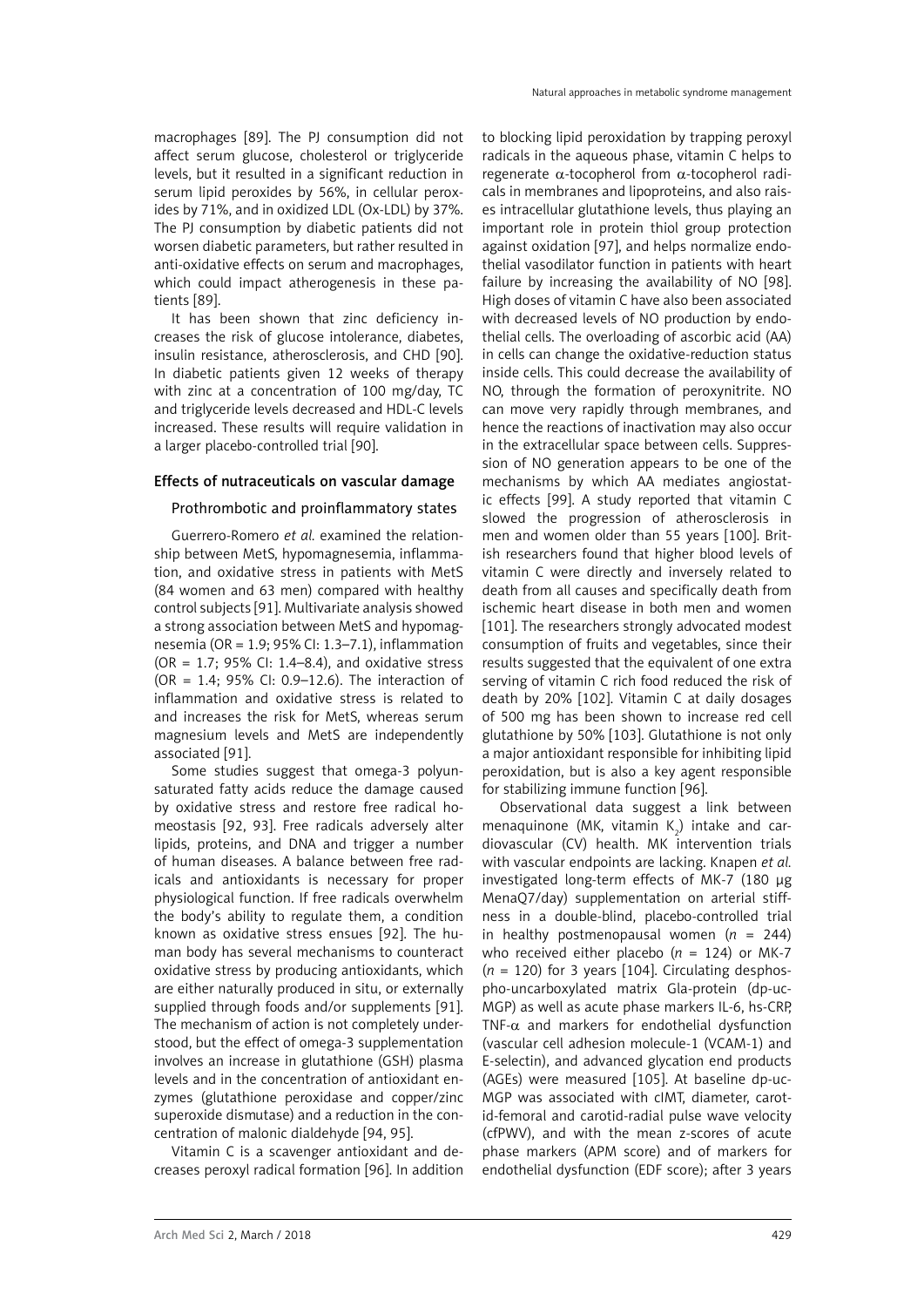macrophages [89]. The PJ consumption did not affect serum glucose, cholesterol or triglyceride levels, but it resulted in a significant reduction in serum lipid peroxides by 56%, in cellular peroxides by 71%, and in oxidized LDL (Ox-LDL) by 37%. The PJ consumption by diabetic patients did not worsen diabetic parameters, but rather resulted in anti-oxidative effects on serum and macrophages, which could impact atherogenesis in these patients [89].

It has been shown that zinc deficiency increases the risk of glucose intolerance, diabetes, insulin resistance, atherosclerosis, and CHD [90]. In diabetic patients given 12 weeks of therapy with zinc at a concentration of 100 mg/day, TC and triglyceride levels decreased and HDL-C levels increased. These results will require validation in a larger placebo-controlled trial [90].

### Effects of nutraceuticals on vascular damage

#### Prothrombotic and proinflammatory states

Guerrero-Romero *et al.* examined the relationship between MetS, hypomagnesemia, inflammation, and oxidative stress in patients with MetS (84 women and 63 men) compared with healthy control subjects [91]. Multivariate analysis showed a strong association between MetS and hypomagnesemia (OR = 1.9; 95% CI: 1.3–7.1), inflammation (OR = 1.7; 95% CI: 1.4–8.4), and oxidative stress (OR = 1.4; 95% CI: 0.9–12.6). The interaction of inflammation and oxidative stress is related to and increases the risk for MetS, whereas serum magnesium levels and MetS are independently associated [91].

Some studies suggest that omega-3 polyunsaturated fatty acids reduce the damage caused by oxidative stress and restore free radical homeostasis [92, 93]. Free radicals adversely alter lipids, proteins, and DNA and trigger a number of human diseases. A balance between free radicals and antioxidants is necessary for proper physiological function. If free radicals overwhelm the body's ability to regulate them, a condition known as oxidative stress ensues [92]. The human body has several mechanisms to counteract oxidative stress by producing antioxidants, which are either naturally produced in situ, or externally supplied through foods and/or supplements [91]. The mechanism of action is not completely understood, but the effect of omega-3 supplementation involves an increase in glutathione (GSH) plasma levels and in the concentration of antioxidant enzymes (glutathione peroxidase and copper/zinc superoxide dismutase) and a reduction in the concentration of malonic dialdehyde [94, 95].

Vitamin C is a scavenger antioxidant and decreases peroxyl radical formation [96]. In addition to blocking lipid peroxidation by trapping peroxyl radicals in the aqueous phase, vitamin C helps to regenerate α-tocopherol from α-tocopherol radicals in membranes and lipoproteins, and also raises intracellular glutathione levels, thus playing an important role in protein thiol group protection against oxidation [97], and helps normalize endothelial vasodilator function in patients with heart failure by increasing the availability of NO [98]. High doses of vitamin C have also been associated with decreased levels of NO production by endothelial cells. The overloading of ascorbic acid (AA) in cells can change the oxidative-reduction status inside cells. This could decrease the availability of NO, through the formation of peroxynitrite. NO can move very rapidly through membranes, and hence the reactions of inactivation may also occur in the extracellular space between cells. Suppression of NO generation appears to be one of the mechanisms by which AA mediates angiostatic effects [99]. A study reported that vitamin C slowed the progression of atherosclerosis in men and women older than 55 years [100]. British researchers found that higher blood levels of vitamin C were directly and inversely related to death from all causes and specifically death from ischemic heart disease in both men and women [101]. The researchers strongly advocated modest consumption of fruits and vegetables, since their results suggested that the equivalent of one extra serving of vitamin C rich food reduced the risk of death by 20% [102]. Vitamin C at daily dosages of 500 mg has been shown to increase red cell glutathione by 50% [103]. Glutathione is not only a major antioxidant responsible for inhibiting lipid peroxidation, but is also a key agent responsible for stabilizing immune function [96].

Observational data suggest a link between menaquinone (MK, vitamin $K_2$) intake and cardiovascular (CV) health. MK intervention trials with vascular endpoints are lacking. Knapen *et al.* investigated long-term effects of MK-7 (180 μg MenaQ7/day) supplementation on arterial stiffness in a double-blind, placebo-controlled trial in healthy postmenopausal women (*n* = 244) who received either placebo (*n* = 124) or MK-7 (*n* = 120) for 3 years [104]. Circulating desphospho-uncarboxylated matrix Gla-protein (dp-ucMGP) as well as acute phase markers IL-6, hs-CRP, TNF-α and markers for endothelial dysfunction (vascular cell adhesion molecule-1 (VCAM-1) and E-selectin), and advanced glycation end products (AGEs) were measured [105]. At baseline dp-ucMGP was associated with cIMT, diameter, carotid-femoral and carotid-radial pulse wave velocity (cfPWV), and with the mean z-scores of acute phase markers (APM score) and of markers for endothelial dysfunction (EDF score); after 3 years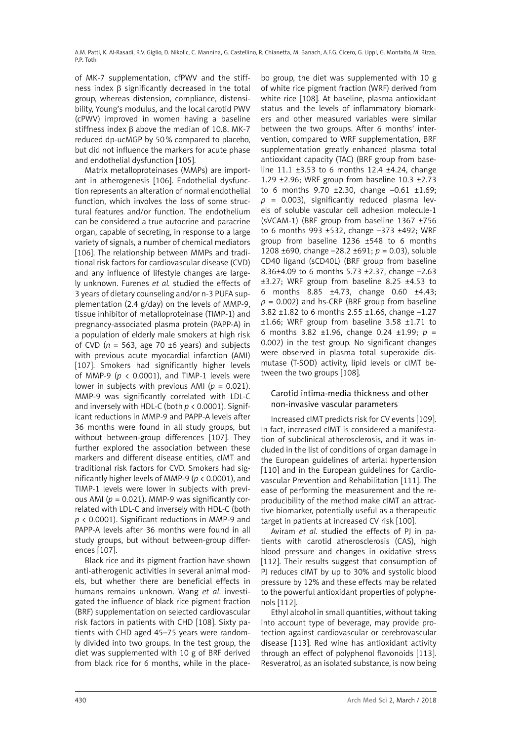of MK-7 supplementation, cfPWV and the stiffness index β significantly decreased in the total group, whereas distension, compliance, distensibility, Young's modulus, and the local carotid PWV (cPWV) improved in women having a baseline stiffness index β above the median of 10.8. MK-7 reduced dp-ucMGP by 50% compared to placebo, but did not influence the markers for acute phase and endothelial dysfunction [105].

Matrix metalloproteinases (MMPs) are important in atherogenesis [106]. Endothelial dysfunction represents an alteration of normal endothelial function, which involves the loss of some structural features and/or function. The endothelium can be considered a true autocrine and paracrine organ, capable of secreting, in response to a large variety of signals, a number of chemical mediators [106]. The relationship between MMPs and traditional risk factors for cardiovascular disease (CVD) and any influence of lifestyle changes are largely unknown. Furenes *et al.* studied the effects of 3 years of dietary counseling and/or n-3 PUFA supplementation (2.4 g/day) on the levels of MMP-9, tissue inhibitor of metalloproteinase (TIMP-1) and pregnancy-associated plasma protein (PAPP-A) in a population of elderly male smokers at high risk of CVD ($n$ = 563, age 70 ±6 years) and subjects with previous acute myocardial infarction (AMI) [107]. Smokers had significantly higher levels of MMP-9 ($p$ < 0.0001), and TIMP-1 levels were lower in subjects with previous AMI ($p$ = 0.021). MMP-9 was significantly correlated with LDL-C and inversely with HDL-C (both $p$ < 0.0001). Significant reductions in MMP-9 and PAPP-A levels after 36 months were found in all study groups, but without between-group differences [107]. They further explored the association between these markers and different disease entities, cIMT and traditional risk factors for CVD. Smokers had significantly higher levels of MMP-9 ($p$ < 0.0001), and TIMP-1 levels were lower in subjects with previous AMI ($p$ = 0.021). MMP-9 was significantly correlated with LDL-C and inversely with HDL-C (both $p$ < 0.0001). Significant reductions in MMP-9 and PAPP-A levels after 36 months were found in all study groups, but without between-group differences [107].

Black rice and its pigment fraction have shown anti-atherogenic activities in several animal models, but whether there are beneficial effects in humans remains unknown. Wang *et al*. investigated the influence of black rice pigment fraction (BRF) supplementation on selected cardiovascular risk factors in patients with CHD [108]. Sixty patients with CHD aged 45–75 years were randomly divided into two groups. In the test group, the diet was supplemented with 10 g of BRF derived from black rice for 6 months, while in the placebo group, the diet was supplemented with 10 g of white rice pigment fraction (WRF) derived from white rice [108]. At baseline, plasma antioxidant status and the levels of inflammatory biomarkers and other measured variables were similar between the two groups. After 6 months' intervention, compared to WRF supplementation, BRF supplementation greatly enhanced plasma total antioxidant capacity (TAC) (BRF group from baseline 11.1 ±3.53 to 6 months 12.4 ±4.24, change 1.29 ±2.96; WRF group from baseline 10.3 ±2.73 to 6 months 9.70 ±2.30, change –0.61 ±1.69; $p$ = 0.003), significantly reduced plasma levels of soluble vascular cell adhesion molecule-1 (sVCAM-1) (BRF group from baseline 1367 ±756 to 6 months 993 ±532, change –373 ±492; WRF group from baseline 1236 ±548 to 6 months 1208 ±690, change –28.2 ±691; $p$ = 0.03), soluble CD40 ligand (sCD40L) (BRF group from baseline 8.36±4.09 to 6 months 5.73 ±2.37, change –2.63 ±3.27; WRF group from baseline 8.25 ±4.53 to 6 months 8.85 ±4.73, change 0.60 ±4.43; $p$ = 0.002) and hs-CRP (BRF group from baseline 3.82 ±1.82 to 6 months 2.55 ±1.66, change –1.27 ±1.66; WRF group from baseline 3.58 ±1.71 to 6 months 3.82 ±1.96, change 0.24 ±1.99; $p$ = 0.002) in the test group. No significant changes were observed in plasma total superoxide dismutase (T-SOD) activity, lipid levels or cIMT between the two groups [108].

### Carotid intima-media thickness and other non-invasive vascular parameters

Increased cIMT predicts risk for CV events [109]. In fact, increased cIMT is considered a manifestation of subclinical atherosclerosis, and it was included in the list of conditions of organ damage in the European guidelines of arterial hypertension [110] and in the European guidelines for Cardiovascular Prevention and Rehabilitation [111]. The ease of performing the measurement and the reproducibility of the method make cIMT an attractive biomarker, potentially useful as a therapeutic target in patients at increased CV risk [100].

Aviram *et al.* studied the effects of PJ in patients with carotid atherosclerosis (CAS), high blood pressure and changes in oxidative stress [112]. Their results suggest that consumption of PJ reduces cIMT by up to 30% and systolic blood pressure by 12% and these effects may be related to the powerful antioxidant properties of polyphenols [112].

Ethyl alcohol in small quantities, without taking into account type of beverage, may provide protection against cardiovascular or cerebrovascular disease [113]. Red wine has antioxidant activity through an effect of polyphenol flavonoids [113]. Resveratrol, as an isolated substance, is now being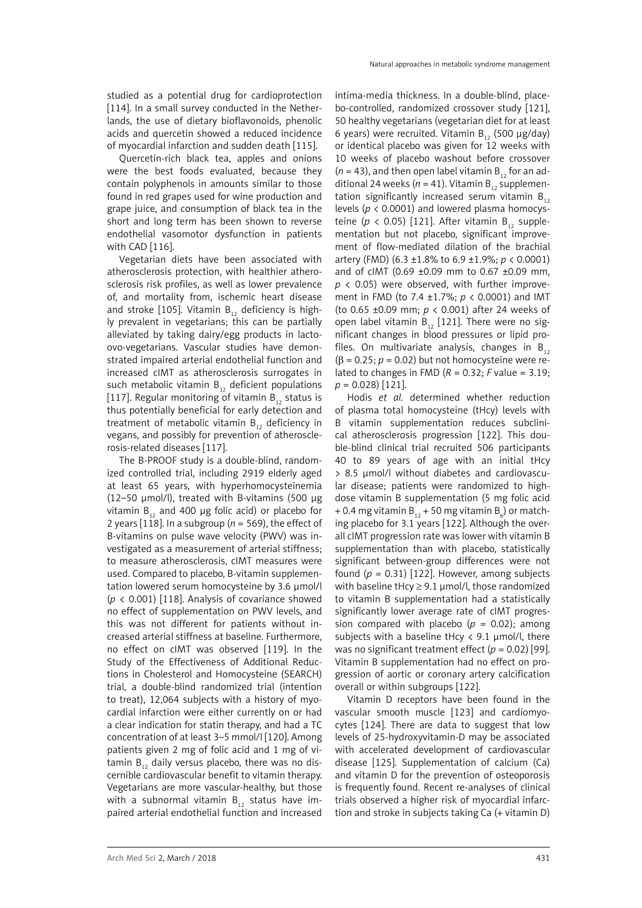studied as a potential drug for cardioprotection [114]. In a small survey conducted in the Netherlands, the use of dietary bioflavonoids, phenolic acids and quercetin showed a reduced incidence of myocardial infarction and sudden death [115].

Quercetin-rich black tea, apples and onions were the best foods evaluated, because they contain polyphenols in amounts similar to those found in red grapes used for wine production and grape juice, and consumption of black tea in the short and long term has been shown to reverse endothelial vasomotor dysfunction in patients with CAD [116].

Vegetarian diets have been associated with atherosclerosis protection, with healthier atherosclerosis risk profiles, as well as lower prevalence of, and mortality from, ischemic heart disease and stroke [105]. Vitamin $B_{12}$ deficiency is highly prevalent in vegetarians; this can be partially alleviated by taking dairy/egg products in lacto-ovo-vegetarians. Vascular studies have demonstrated impaired arterial endothelial function and increased cIMT as atherosclerosis surrogates in such metabolic vitamin $B_{12}$ deficient populations [117]. Regular monitoring of vitamin $B_{12}$ status is thus potentially beneficial for early detection and treatment of metabolic vitamin $B_{12}$ deficiency in vegans, and possibly for prevention of atherosclerosis-related diseases [117].

The B-PROOF study is a double-blind, randomized controlled trial, including 2919 elderly aged at least 65 years, with hyperhomocysteinemia (12–50 µmol/l), treated with B-vitamins (500 µg vitamin $B_{12}$ and 400 µg folic acid) or placebo for 2 years [118]. In a subgroup ($n$ = 569), the effect of B-vitamins on pulse wave velocity (PWV) was investigated as a measurement of arterial stiffness; to measure atherosclerosis, cIMT measures were used. Compared to placebo, B-vitamin supplementation lowered serum homocysteine by 3.6 µmol/l ($p < 0.001$) [118]. Analysis of covariance showed no effect of supplementation on PWV levels, and this was not different for patients without increased arterial stiffness at baseline. Furthermore, no effect on cIMT was observed [119]. In the Study of the Effectiveness of Additional Reductions in Cholesterol and Homocysteine (SEARCH) trial, a double-blind randomized trial (intention to treat), 12,064 subjects with a history of myocardial infarction were either currently on or had a clear indication for statin therapy, and had a TC concentration of at least 3–5 mmol/l [120]. Among patients given 2 mg of folic acid and 1 mg of vitamin $B_{12}$ daily versus placebo, there was no discernible cardiovascular benefit to vitamin therapy. Vegetarians are more vascular-healthy, but those with a subnormal vitamin $B_{12}$ status have impaired arterial endothelial function and increased intima-media thickness. In a double-blind, placebo-controlled, randomized crossover study [121], 50 healthy vegetarians (vegetarian diet for at least 6 years) were recruited. Vitamin $B_{12}$ (500 µg/day) or identical placebo was given for 12 weeks with 10 weeks of placebo washout before crossover ($n$ = 43), and then open label vitamin $B_{12}$ for an additional 24 weeks ($n$ = 41). Vitamin $B_{12}$ supplementation significantly increased serum vitamin $B_{12}$ levels ($p < 0.0001$) and lowered plasma homocysteine ($p < 0.05$) [121]. After vitamin $B_{12}$ supplementation but not placebo, significant improvement of flow-mediated dilation of the brachial artery (FMD) (6.3 ±1.8% to 6.9 ±1.9%; $p < 0.0001$) and of cIMT (0.69 ±0.09 mm to 0.67 ±0.09 mm, $p < 0.05$) were observed, with further improvement in FMD (to 7.4 ±1.7%; $p < 0.0001$) and IMT (to 0.65 ±0.09 mm; $p < 0.001$) after 24 weeks of open label vitamin $B_{12}$ [121]. There were no significant changes in blood pressures or lipid profiles. On multivariate analysis, changes in $B_{12}$ ($\beta$ = 0.25; $p$ = 0.02) but not homocysteine were related to changes in FMD ($R$ = 0.32; $F$ value = 3.19; $p$ = 0.028) [121].

Hodis *et al.* determined whether reduction of plasma total homocysteine (tHcy) levels with B vitamin supplementation reduces subclinical atherosclerosis progression [122]. This double-blind clinical trial recruited 506 participants 40 to 89 years of age with an initial tHcy > 8.5 µmol/l without diabetes and cardiovascular disease; patients were randomized to high-dose vitamin B supplementation (5 mg folic acid + 0.4 mg vitamin $B_{12}$ + 50 mg vitamin $B_6$) or matching placebo for 3.1 years [122]. Although the overall cIMT progression rate was lower with vitamin B supplementation than with placebo, statistically significant between-group differences were not found ($p$ = 0.31) [122]. However, among subjects with baseline tHcy ≥ 9.1 µmol/l, those randomized to vitamin B supplementation had a statistically significantly lower average rate of cIMT progression compared with placebo ($p$ = 0.02); among subjects with a baseline tHcy < 9.1 µmol/l, there was no significant treatment effect ($p$ = 0.02) [99]. Vitamin B supplementation had no effect on progression of aortic or coronary artery calcification overall or within subgroups [122].

Vitamin D receptors have been found in the vascular smooth muscle [123] and cardiomyocytes [124]. There are data to suggest that low levels of 25-hydroxyvitamin-D may be associated with accelerated development of cardiovascular disease [125]. Supplementation of calcium (Ca) and vitamin D for the prevention of osteoporosis is frequently found. Recent re-analyses of clinical trials observed a higher risk of myocardial infarction and stroke in subjects taking Ca (+ vitamin D)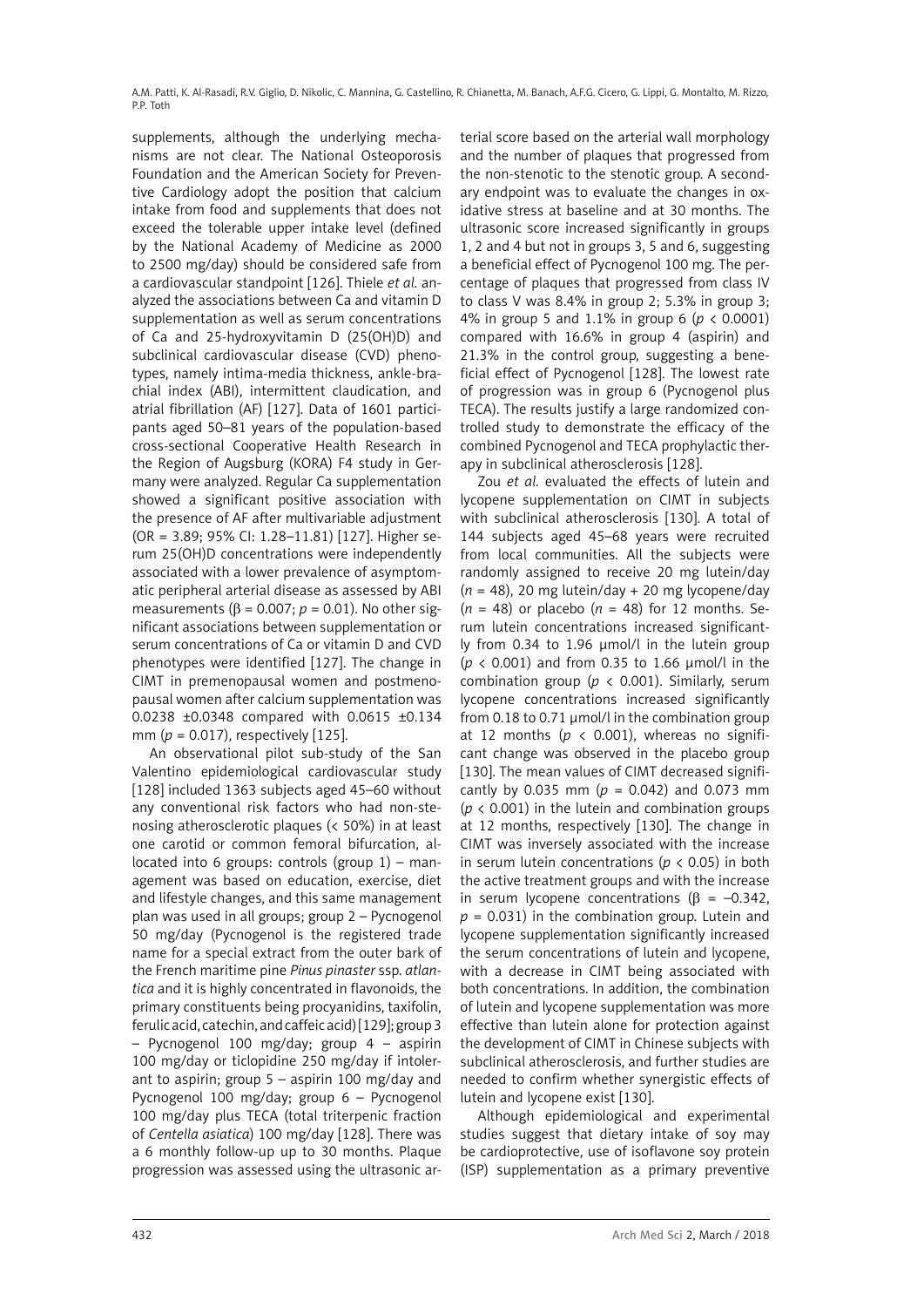supplements, although the underlying mechanisms are not clear. The National Osteoporosis Foundation and the American Society for Preventive Cardiology adopt the position that calcium intake from food and supplements that does not exceed the tolerable upper intake level (defined by the National Academy of Medicine as 2000 to 2500 mg/day) should be considered safe from a cardiovascular standpoint [126]. Thiele *et al.* analyzed the associations between Ca and vitamin D supplementation as well as serum concentrations of Ca and 25-hydroxyvitamin D (25(OH)D) and subclinical cardiovascular disease (CVD) phenotypes, namely intima-media thickness, ankle-brachial index (ABI), intermittent claudication, and atrial fibrillation (AF) [127]. Data of 1601 participants aged 50–81 years of the population-based cross-sectional Cooperative Health Research in the Region of Augsburg (KORA) F4 study in Germany were analyzed. Regular Ca supplementation showed a significant positive association with the presence of AF after multivariable adjustment (OR = 3.89; 95% CI: 1.28–11.81) [127]. Higher serum 25(OH)D concentrations were independently associated with a lower prevalence of asymptomatic peripheral arterial disease as assessed by ABI measurements ($\beta = 0.007$; $p = 0.01$). No other significant associations between supplementation or serum concentrations of Ca or vitamin D and CVD phenotypes were identified [127]. The change in CIMT in premenopausal women and postmenopausal women after calcium supplementation was 0.0238 ±0.0348 compared with 0.0615 ±0.134 mm ($p = 0.017$), respectively [125].

An observational pilot sub-study of the San Valentino epidemiological cardiovascular study [128] included 1363 subjects aged 45–60 without any conventional risk factors who had non-stenosing atherosclerotic plaques (< 50%) in at least one carotid or common femoral bifurcation, allocated into 6 groups: controls (group 1) – management was based on education, exercise, diet and lifestyle changes, and this same management plan was used in all groups; group 2 – Pycnogenol 50 mg/day (Pycnogenol is the registered trade name for a special extract from the outer bark of the French maritime pine *Pinus pinaster* ssp. *atlantica* and it is highly concentrated in flavonoids, the primary constituents being procyanidins, taxifolin, ferulic acid, catechin, and caffeic acid) [129]; group 3 – Pycnogenol 100 mg/day; group 4 – aspirin 100 mg/day or ticlopidine 250 mg/day if intolerant to aspirin; group 5 – aspirin 100 mg/day and Pycnogenol 100 mg/day; group 6 – Pycnogenol 100 mg/day plus TECA (total triterpenic fraction of *Centella asiatica*) 100 mg/day [128]. There was a 6 monthly follow-up up to 30 months. Plaque progression was assessed using the ultrasonic arterial score based on the arterial wall morphology and the number of plaques that progressed from the non-stenotic to the stenotic group. A secondary endpoint was to evaluate the changes in oxidative stress at baseline and at 30 months. The ultrasonic score increased significantly in groups 1, 2 and 4 but not in groups 3, 5 and 6, suggesting a beneficial effect of Pycnogenol 100 mg. The percentage of plaques that progressed from class IV to class V was 8.4% in group 2; 5.3% in group 3; 4% in group 5 and 1.1% in group 6 ($p < 0.0001$) compared with 16.6% in group 4 (aspirin) and 21.3% in the control group, suggesting a beneficial effect of Pycnogenol [128]. The lowest rate of progression was in group 6 (Pycnogenol plus TECA). The results justify a large randomized controlled study to demonstrate the efficacy of the combined Pycnogenol and TECA prophylactic therapy in subclinical atherosclerosis [128].

Zou *et al.* evaluated the effects of lutein and lycopene supplementation on CIMT in subjects with subclinical atherosclerosis [130]. A total of 144 subjects aged 45–68 years were recruited from local communities. All the subjects were randomly assigned to receive 20 mg lutein/day ($n = 48$), 20 mg lutein/day + 20 mg lycopene/day ($n = 48$) or placebo ($n = 48$) for 12 months. Serum lutein concentrations increased significantly from 0.34 to 1.96 µmol/l in the lutein group ($p < 0.001$) and from 0.35 to 1.66 µmol/l in the combination group ($p < 0.001$). Similarly, serum lycopene concentrations increased significantly from 0.18 to 0.71 µmol/l in the combination group at 12 months ($p < 0.001$), whereas no significant change was observed in the placebo group [130]. The mean values of CIMT decreased significantly by 0.035 mm ($p = 0.042$) and 0.073 mm ($p < 0.001$) in the lutein and combination groups at 12 months, respectively [130]. The change in CIMT was inversely associated with the increase in serum lutein concentrations ($p < 0.05$) in both the active treatment groups and with the increase in serum lycopene concentrations ($\beta = -0.342$, $p = 0.031$) in the combination group. Lutein and lycopene supplementation significantly increased the serum concentrations of lutein and lycopene, with a decrease in CIMT being associated with both concentrations. In addition, the combination of lutein and lycopene supplementation was more effective than lutein alone for protection against the development of CIMT in Chinese subjects with subclinical atherosclerosis, and further studies are needed to confirm whether synergistic effects of lutein and lycopene exist [130].

Although epidemiological and experimental studies suggest that dietary intake of soy may be cardioprotective, use of isoflavone soy protein (ISP) supplementation as a primary preventive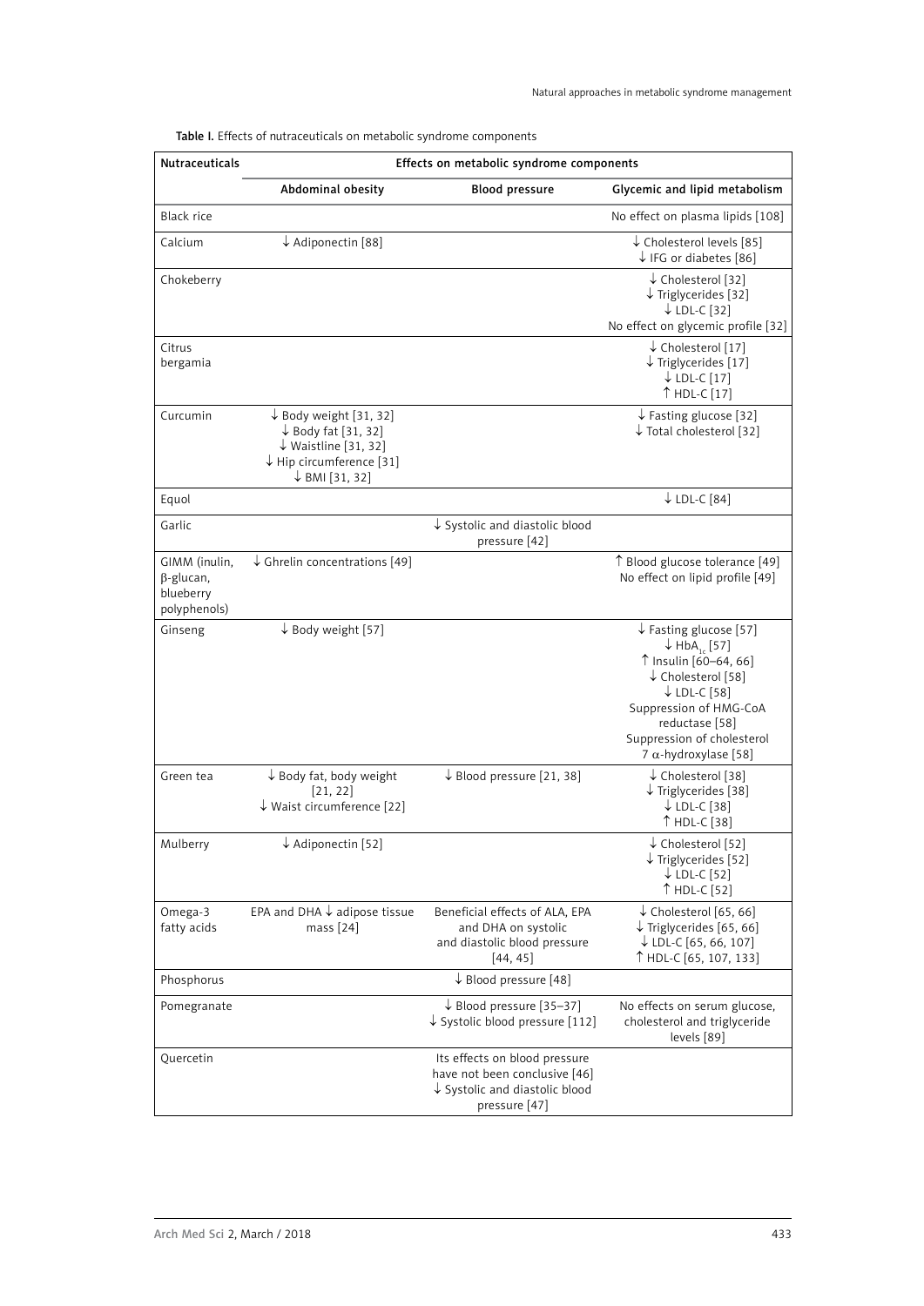**Table I.** Effects of nutraceuticals on metabolic syndrome components

| Nutraceuticals | Effects on metabolic syndrome components | | |
|---|---|---|---|
| | Abdominal obesity | Blood pressure | Glycemic and lipid metabolism |
| Black rice | | | No effect on plasma lipids [108] |
| Calcium | ↓ Adiponectin [88] | | ↓ Cholesterol levels [85]<br>↓ IFG or diabetes [86] |
| Chokeberry | | | ↓ Cholesterol [32]<br>↓ Triglycerides [32]<br>↓ LDL-C [32]<br>No effect on glycemic profile [32] |
| Citrus bergamia | | | ↓ Cholesterol [17]<br>↓ Triglycerides [17]<br>↓ LDL-C [17]<br>↑ HDL-C [17] |
| Curcumin | ↓ Body weight [31, 32]<br>↓ Body fat [31, 32]<br>↓ Waistline [31, 32]<br>↓ Hip circumference [31]<br>↓ BMI [31, 32] | | ↓ Fasting glucose [32]<br>↓ Total cholesterol [32] |
| Equol | | | ↓ LDL-C [84] |
| Garlic | | ↓ Systolic and diastolic blood pressure [42] | |
| GIMM (inulin, β-glucan, blueberry polyphenols) | ↓ Ghrelin concentrations [49] | | ↑ Blood glucose tolerance [49]<br>No effect on lipid profile [49] |
| Ginseng | ↓ Body weight [57] | | ↓ Fasting glucose [57]<br>↓ $HbA_{1c}$ [57]<br>↑ Insulin [60–64, 66]<br>↓ Cholesterol [58]<br>↓ LDL-C [58]<br>Suppression of HMG-CoA reductase [58]<br>Suppression of cholesterol 7 α-hydroxylase [58] |
| Green tea | ↓ Body fat, body weight [21, 22]<br>↓ Waist circumference [22] | ↓ Blood pressure [21, 38] | ↓ Cholesterol [38]<br>↓ Triglycerides [38]<br>↓ LDL-C [38]<br>↑ HDL-C [38] |
| Mulberry | ↓ Adiponectin [52] | | ↓ Cholesterol [52]<br>↓ Triglycerides [52]<br>↓ LDL-C [52]<br>↑ HDL-C [52] |
| Omega-3 fatty acids | EPA and DHA ↓ adipose tissue mass [24] | Beneficial effects of ALA, EPA and DHA on systolic and diastolic blood pressure [44, 45] | ↓ Cholesterol [65, 66]<br>↓ Triglycerides [65, 66]<br>↓ LDL-C [65, 66, 107]<br>↑ HDL-C [65, 107, 133] |
| Phosphorus | | ↓ Blood pressure [48] | |
| Pomegranate | | ↓ Blood pressure [35–37]<br>↓ Systolic blood pressure [112] | No effects on serum glucose, cholesterol and triglyceride levels [89] |
| Quercetin | | Its effects on blood pressure have not been conclusive [46]<br>↓ Systolic and diastolic blood pressure [47] | |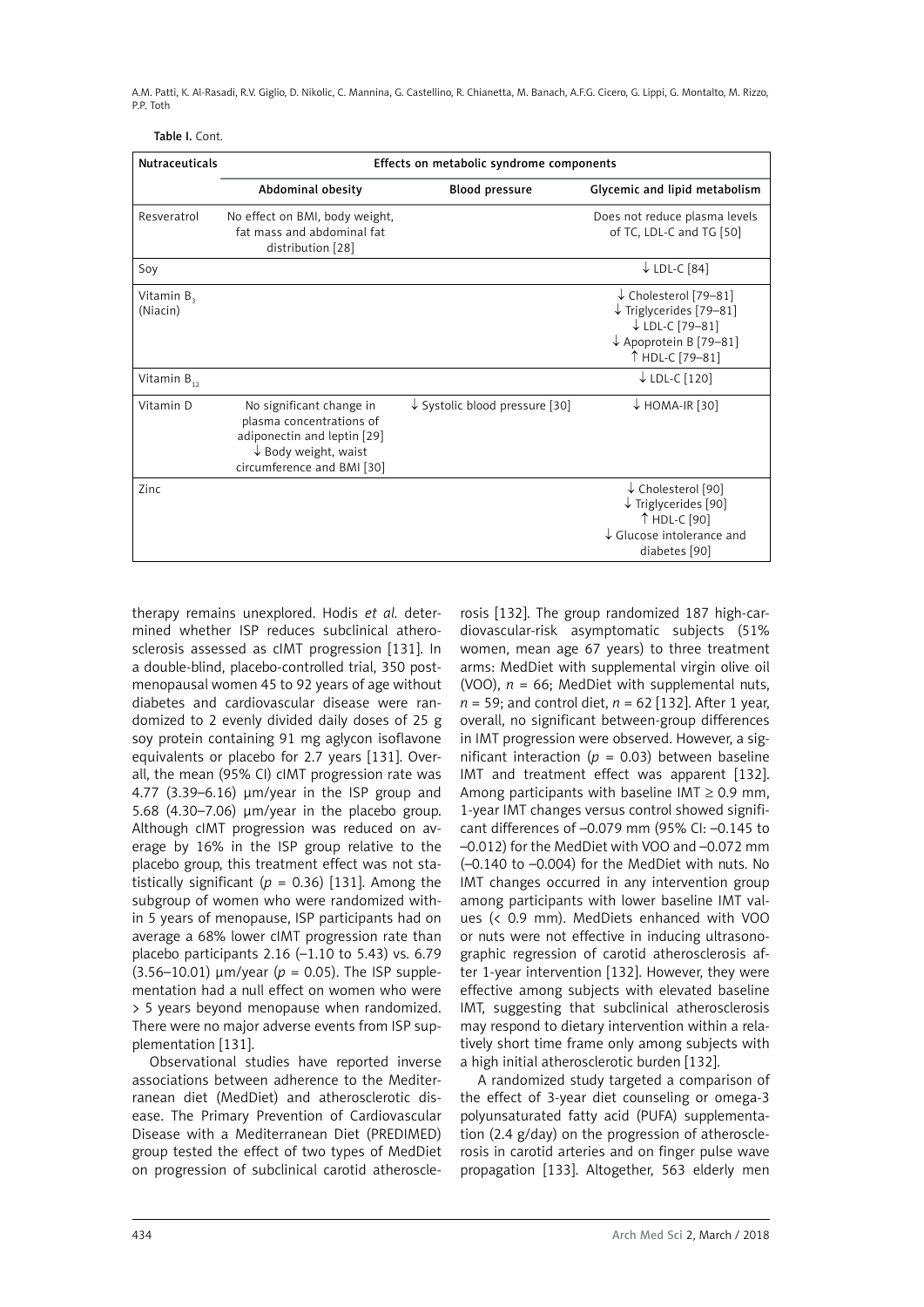Table I. Cont.

| Nutraceuticals | Effects on metabolic syndrome components | | |
|---|---|---|---|
| | Abdominal obesity | Blood pressure | Glycemic and lipid metabolism |
| Resveratrol | No effect on BMI, body weight, fat mass and abdominal fat distribution [28] | | Does not reduce plasma levels of TC, LDL-C and TG [50] |
| Soy | | | ↓ LDL-C [84] |
| Vitamin $B_3$ (Niacin) | | | ↓ Cholesterol [79–81]<br>↓ Triglycerides [79–81]<br>↓ LDL-C [79–81]<br>↓ Apoprotein B [79–81]<br>↑ HDL-C [79–81] |
| Vitamin $B_{12}$ | | | ↓ LDL-C [120] |
| Vitamin D | No significant change in plasma concentrations of adiponectin and leptin [29]<br>↓ Body weight, waist circumference and BMI [30] | ↓ Systolic blood pressure [30] | ↓ HOMA-IR [30] |
| Zinc | | | ↓ Cholesterol [90]<br>↓ Triglycerides [90]<br>↑ HDL-C [90]<br>↓ Glucose intolerance and diabetes [90] |

therapy remains unexplored. Hodis *et al.* determined whether ISP reduces subclinical atherosclerosis assessed as cIMT progression [131]. In a double-blind, placebo-controlled trial, 350 postmenopausal women 45 to 92 years of age without diabetes and cardiovascular disease were randomized to 2 evenly divided daily doses of 25 g soy protein containing 91 mg aglycon isoflavone equivalents or placebo for 2.7 years [131]. Overall, the mean (95% CI) cIMT progression rate was 4.77 (3.39–6.16) μm/year in the ISP group and 5.68 (4.30–7.06) μm/year in the placebo group. Although cIMT progression was reduced on average by 16% in the ISP group relative to the placebo group, this treatment effect was not statistically significant ($p = 0.36$) [131]. Among the subgroup of women who were randomized within 5 years of menopause, ISP participants had on average a 68% lower cIMT progression rate than placebo participants 2.16 (–1.10 to 5.43) vs. 6.79 (3.56–10.01) μm/year ($p = 0.05$). The ISP supplementation had a null effect on women who were > 5 years beyond menopause when randomized. There were no major adverse events from ISP supplementation [131].

Observational studies have reported inverse associations between adherence to the Mediterranean diet (MedDiet) and atherosclerotic disease. The Primary Prevention of Cardiovascular Disease with a Mediterranean Diet (PREDIMED) group tested the effect of two types of MedDiet on progression of subclinical carotid atherosclerosis [132]. The group randomized 187 high-cardiovascular-risk asymptomatic subjects (51% women, mean age 67 years) to three treatment arms: MedDiet with supplemental virgin olive oil (VOO), $n = 66$; MedDiet with supplemental nuts, $n = 59$; and control diet, $n = 62$ [132]. After 1 year, overall, no significant between-group differences in IMT progression were observed. However, a significant interaction ($p = 0.03$) between baseline IMT and treatment effect was apparent [132]. Among participants with baseline IMT ≥ 0.9 mm, 1-year IMT changes versus control showed significant differences of –0.079 mm (95% CI: –0.145 to –0.012) for the MedDiet with VOO and –0.072 mm (–0.140 to –0.004) for the MedDiet with nuts. No IMT changes occurred in any intervention group among participants with lower baseline IMT values (< 0.9 mm). MedDiets enhanced with VOO or nuts were not effective in inducing ultrasonographic regression of carotid atherosclerosis after 1-year intervention [132]. However, they were effective among subjects with elevated baseline IMT, suggesting that subclinical atherosclerosis may respond to dietary intervention within a relatively short time frame only among subjects with a high initial atherosclerotic burden [132].

A randomized study targeted a comparison of the effect of 3-year diet counseling or omega-3 polyunsaturated fatty acid (PUFA) supplementation (2.4 g/day) on the progression of atherosclerosis in carotid arteries and on finger pulse wave propagation [133]. Altogether, 563 elderly men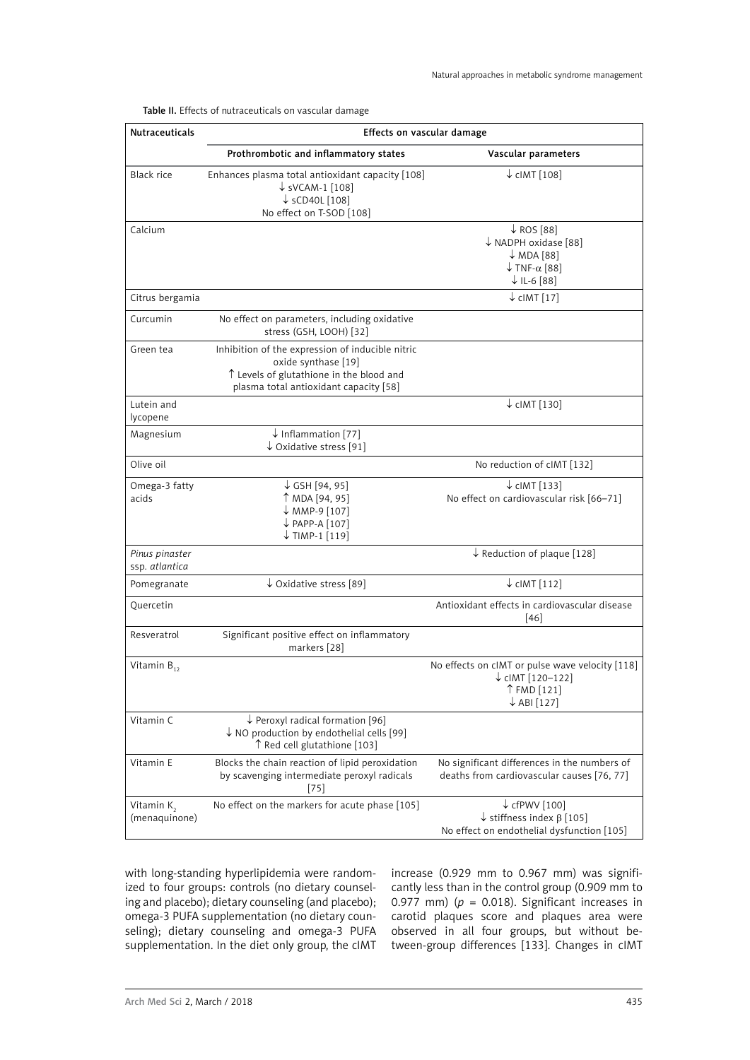**Table II.** Effects of nutraceuticals on vascular damage

| Nutraceuticals | Effects on vascular damage | |
|---|---|---|
| | Prothrombotic and inflammatory states | Vascular parameters |
| Black rice | Enhances plasma total antioxidant capacity [108]<br>↓ sVCAM-1 [108]<br>↓ sCD40L [108]<br>No effect on T-SOD [108] | ↓ cIMT [108] |
| Calcium | | ↓ ROS [88]<br>↓ NADPH oxidase [88]<br>↓ MDA [88]<br>↓ TNF-α [88]<br>↓ IL-6 [88] |
| Citrus bergamia | | ↓ cIMT [17] |
| Curcumin | No effect on parameters, including oxidative stress (GSH, LOOH) [32] | |
| Green tea | Inhibition of the expression of inducible nitric oxide synthase [19]<br>↑ Levels of glutathione in the blood and plasma total antioxidant capacity [58] | |
| Lutein and lycopene | | ↓ cIMT [130] |
| Magnesium | ↓ Inflammation [77]<br>↓ Oxidative stress [91] | |
| Olive oil | | No reduction of cIMT [132] |
| Omega-3 fatty acids | ↓ GSH [94, 95]<br>↑ MDA [94, 95]<br>↓ MMP-9 [107]<br>↓ PAPP-A [107]<br>↓ TIMP-1 [119] | ↓ cIMT [133]<br>No effect on cardiovascular risk [66–71] |
| *Pinus pinaster* ssp. *atlantica* | | ↓ Reduction of plaque [128] |
| Pomegranate | ↓ Oxidative stress [89] | ↓ cIMT [112] |
| Quercetin | | Antioxidant effects in cardiovascular disease [46] |
| Resveratrol | Significant positive effect on inflammatory markers [28] | |
| Vitamin $B_{12}$ | | No effects on cIMT or pulse wave velocity [118]<br>↓ cIMT [120–122]<br>↑ FMD [121]<br>↓ ABI [127] |
| Vitamin C | ↓ Peroxyl radical formation [96]<br>↓ NO production by endothelial cells [99]<br>↑ Red cell glutathione [103] | |
| Vitamin E | Blocks the chain reaction of lipid peroxidation by scavenging intermediate peroxyl radicals [75] | No significant differences in the numbers of deaths from cardiovascular causes [76, 77] |
| Vitamin $K_2$ (menaquinone) | No effect on the markers for acute phase [105] | ↓ cfPWV [100]<br>↓ stiffness index β [105]<br>No effect on endothelial dysfunction [105] |

with long-standing hyperlipidemia were randomized to four groups: controls (no dietary counseling and placebo); dietary counseling (and placebo); omega-3 PUFA supplementation (no dietary counseling); dietary counseling and omega-3 PUFA supplementation. In the diet only group, the cIMT increase (0.929 mm to 0.967 mm) was significantly less than in the control group (0.909 mm to 0.977 mm) ($p$ = 0.018). Significant increases in carotid plaques score and plaques area were observed in all four groups, but without between-group differences [133]. Changes in cIMT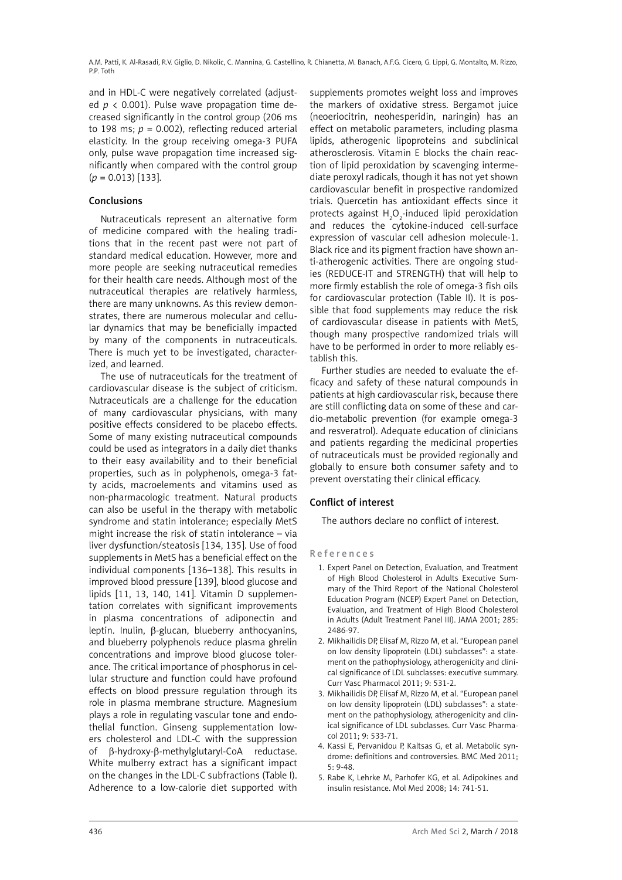and in HDL-C were negatively correlated (adjusted $p < 0.001$). Pulse wave propagation time decreased significantly in the control group (206 ms to 198 ms; $p = 0.002$), reflecting reduced arterial elasticity. In the group receiving omega-3 PUFA only, pulse wave propagation time increased significantly when compared with the control group ($p = 0.013$) [133].

## Conclusions

Nutraceuticals represent an alternative form of medicine compared with the healing traditions that in the recent past were not part of standard medical education. However, more and more people are seeking nutraceutical remedies for their health care needs. Although most of the nutraceutical therapies are relatively harmless, there are many unknowns. As this review demonstrates, there are numerous molecular and cellular dynamics that may be beneficially impacted by many of the components in nutraceuticals. There is much yet to be investigated, characterized, and learned.

The use of nutraceuticals for the treatment of cardiovascular disease is the subject of criticism. Nutraceuticals are a challenge for the education of many cardiovascular physicians, with many positive effects considered to be placebo effects. Some of many existing nutraceutical compounds could be used as integrators in a daily diet thanks to their easy availability and to their beneficial properties, such as in polyphenols, omega-3 fatty acids, macroelements and vitamins used as non-pharmacologic treatment. Natural products can also be useful in the therapy with metabolic syndrome and statin intolerance; especially MetS might increase the risk of statin intolerance – via liver dysfunction/steatosis [134, 135]. Use of food supplements in MetS has a beneficial effect on the individual components [136–138]. This results in improved blood pressure [139], blood glucose and lipids [11, 13, 140, 141]. Vitamin D supplementation correlates with significant improvements in plasma concentrations of adiponectin and leptin. Inulin, β-glucan, blueberry anthocyanins, and blueberry polyphenols reduce plasma ghrelin concentrations and improve blood glucose tolerance. The critical importance of phosphorus in cellular structure and function could have profound effects on blood pressure regulation through its role in plasma membrane structure. Magnesium plays a role in regulating vascular tone and endothelial function. Ginseng supplementation lowers cholesterol and LDL-C with the suppression of β-hydroxy-β-methylglutaryl-CoA reductase. White mulberry extract has a significant impact on the changes in the LDL-C subfractions (Table I). Adherence to a low-calorie diet supported with supplements promotes weight loss and improves the markers of oxidative stress. Bergamot juice (neoeriocitrin, neohesperidin, naringin) has an effect on metabolic parameters, including plasma lipids, atherogenic lipoproteins and subclinical atherosclerosis. Vitamin E blocks the chain reaction of lipid peroxidation by scavenging intermediate peroxyl radicals, though it has not yet shown cardiovascular benefit in prospective randomized trials. Quercetin has antioxidant effects since it protects against $H_2O_2$-induced lipid peroxidation and reduces the cytokine-induced cell-surface expression of vascular cell adhesion molecule-1. Black rice and its pigment fraction have shown anti-atherogenic activities. There are ongoing studies (REDUCE-IT and STRENGTH) that will help to more firmly establish the role of omega-3 fish oils for cardiovascular protection (Table II). It is possible that food supplements may reduce the risk of cardiovascular disease in patients with MetS, though many prospective randomized trials will have to be performed in order to more reliably establish this.

Further studies are needed to evaluate the efficacy and safety of these natural compounds in patients at high cardiovascular risk, because there are still conflicting data on some of these and cardio-metabolic prevention (for example omega-3 and resveratrol). Adequate education of clinicians and patients regarding the medicinal properties of nutraceuticals must be provided regionally and globally to ensure both consumer safety and to prevent overstating their clinical efficacy.

## Conflict of interest

The authors declare no conflict of interest.

## References

1. Expert Panel on Detection, Evaluation, and Treatment of High Blood Cholesterol in Adults Executive Summary of the Third Report of the National Cholesterol Education Program (NCEP) Expert Panel on Detection, Evaluation, and Treatment of High Blood Cholesterol in Adults (Adult Treatment Panel III). JAMA 2001; 285: 2486-97.
2. Mikhailidis DP, Elisaf M, Rizzo M, et al. "European panel on low density lipoprotein (LDL) subclasses": a statement on the pathophysiology, atherogenicity and clinical significance of LDL subclasses: executive summary. Curr Vasc Pharmacol 2011; 9: 531-2.
3. Mikhailidis DP, Elisaf M, Rizzo M, et al. "European panel on low density lipoprotein (LDL) subclasses": a statement on the pathophysiology, atherogenicity and clinical significance of LDL subclasses. Curr Vasc Pharmacol 2011; 9: 533-71.
4. Kassi E, Pervanidou P, Kaltsas G, et al. Metabolic syndrome: definitions and controversies. BMC Med 2011; 5: 9-48.
5. Rabe K, Lehrke M, Parhofer KG, et al. Adipokines and insulin resistance. Mol Med 2008; 14: 741-51.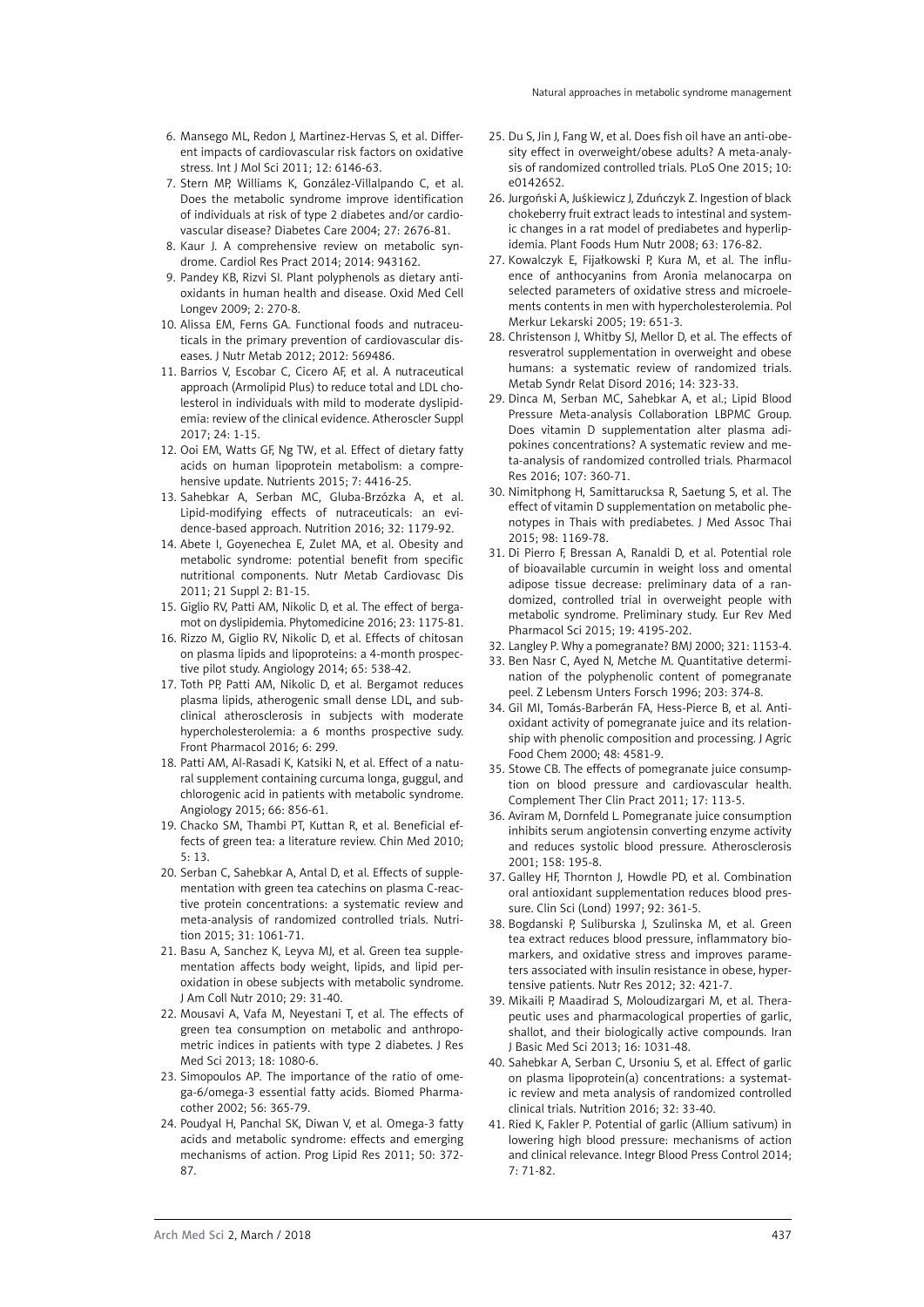6. Mansego ML, Redon J, Martinez-Hervas S, et al. Different impacts of cardiovascular risk factors on oxidative stress. Int J Mol Sci 2011; 12: 6146-63.
7. Stern MP, Williams K, González-Villalpando C, et al. Does the metabolic syndrome improve identification of individuals at risk of type 2 diabetes and/or cardiovascular disease? Diabetes Care 2004; 27: 2676-81.
8. Kaur J. A comprehensive review on metabolic syndrome. Cardiol Res Pract 2014; 2014: 943162.
9. Pandey KB, Rizvi SI. Plant polyphenols as dietary antioxidants in human health and disease. Oxid Med Cell Longev 2009; 2: 270-8.
10. Alissa EM, Ferns GA. Functional foods and nutraceuticals in the primary prevention of cardiovascular diseases. J Nutr Metab 2012; 2012: 569486.
11. Barrios V, Escobar C, Cicero AF, et al. A nutraceutical approach (Armolipid Plus) to reduce total and LDL cholesterol in individuals with mild to moderate dyslipidemia: review of the clinical evidence. Atheroscler Suppl 2017; 24: 1-15.
12. Ooi EM, Watts GF, Ng TW, et al. Effect of dietary fatty acids on human lipoprotein metabolism: a comprehensive update. Nutrients 2015; 7: 4416-25.
13. Sahebkar A, Serban MC, Gluba-Brzózka A, et al. Lipid-modifying effects of nutraceuticals: an evidence-based approach. Nutrition 2016; 32: 1179-92.
14. Abete I, Goyenechea E, Zulet MA, et al. Obesity and metabolic syndrome: potential benefit from specific nutritional components. Nutr Metab Cardiovasc Dis 2011; 21 Suppl 2: B1-15.
15. Giglio RV, Patti AM, Nikolic D, et al. The effect of bergamot on dyslipidemia. Phytomedicine 2016; 23: 1175-81.
16. Rizzo M, Giglio RV, Nikolic D, et al. Effects of chitosan on plasma lipids and lipoproteins: a 4-month prospective pilot study. Angiology 2014; 65: 538-42.
17. Toth PP, Patti AM, Nikolic D, et al. Bergamot reduces plasma lipids, atherogenic small dense LDL, and subclinical atherosclerosis in subjects with moderate hypercholesterolemia: a 6 months prospective sudy. Front Pharmacol 2016; 6: 299.
18. Patti AM, Al-Rasadi K, Katsiki N, et al. Effect of a natural supplement containing curcuma longa, guggul, and chlorogenic acid in patients with metabolic syndrome. Angiology 2015; 66: 856-61.
19. Chacko SM, Thambi PT, Kuttan R, et al. Beneficial effects of green tea: a literature review. Chin Med 2010; 5: 13.
20. Serban C, Sahebkar A, Antal D, et al. Effects of supplementation with green tea catechins on plasma C-reactive protein concentrations: a systematic review and meta-analysis of randomized controlled trials. Nutrition 2015; 31: 1061-71.
21. Basu A, Sanchez K, Leyva MJ, et al. Green tea supplementation affects body weight, lipids, and lipid peroxidation in obese subjects with metabolic syndrome. J Am Coll Nutr 2010; 29: 31-40.
22. Mousavi A, Vafa M, Neyestani T, et al. The effects of green tea consumption on metabolic and anthropometric indices in patients with type 2 diabetes. J Res Med Sci 2013; 18: 1080-6.
23. Simopoulos AP. The importance of the ratio of omega-6/omega-3 essential fatty acids. Biomed Pharmacother 2002; 56: 365-79.
24. Poudyal H, Panchal SK, Diwan V, et al. Omega-3 fatty acids and metabolic syndrome: effects and emerging mechanisms of action. Prog Lipid Res 2011; 50: 372-87.
25. Du S, Jin J, Fang W, et al. Does fish oil have an anti-obesity effect in overweight/obese adults? A meta-analysis of randomized controlled trials. PLoS One 2015; 10: e0142652.
26. Jurgoński A, Juśkiewicz J, Zduńczyk Z. Ingestion of black chokeberry fruit extract leads to intestinal and systemic changes in a rat model of prediabetes and hyperlipidemia. Plant Foods Hum Nutr 2008; 63: 176-82.
27. Kowalczyk E, Fijałkowski P, Kura M, et al. The influence of anthocyanins from Aronia melanocarpa on selected parameters of oxidative stress and microelements contents in men with hypercholesterolemia. Pol Merkur Lekarski 2005; 19: 651-3.
28. Christenson J, Whitby SJ, Mellor D, et al. The effects of resveratrol supplementation in overweight and obese humans: a systematic review of randomized trials. Metab Syndr Relat Disord 2016; 14: 323-33.
29. Dinca M, Serban MC, Sahebkar A, et al.; Lipid Blood Pressure Meta-analysis Collaboration LBPMC Group. Does vitamin D supplementation alter plasma adipokines concentrations? A systematic review and meta-analysis of randomized controlled trials. Pharmacol Res 2016; 107: 360-71.
30. Nimitphong H, Samittarucksa R, Saetung S, et al. The effect of vitamin D supplementation on metabolic phenotypes in Thais with prediabetes. J Med Assoc Thai 2015; 98: 1169-78.
31. Di Pierro F, Bressan A, Ranaldi D, et al. Potential role of bioavailable curcumin in weight loss and omental adipose tissue decrease: preliminary data of a randomized, controlled trial in overweight people with metabolic syndrome. Preliminary study. Eur Rev Med Pharmacol Sci 2015; 19: 4195-202.
32. Langley P. Why a pomegranate? BMJ 2000; 321: 1153-4.
33. Ben Nasr C, Ayed N, Metche M. Quantitative determination of the polyphenolic content of pomegranate peel. Z Lebensm Unters Forsch 1996; 203: 374-8.
34. Gil MI, Tomás-Barberán FA, Hess-Pierce B, et al. Antioxidant activity of pomegranate juice and its relationship with phenolic composition and processing. J Agric Food Chem 2000; 48: 4581-9.
35. Stowe CB. The effects of pomegranate juice consumption on blood pressure and cardiovascular health. Complement Ther Clin Pract 2011; 17: 113-5.
36. Aviram M, Dornfeld L. Pomegranate juice consumption inhibits serum angiotensin converting enzyme activity and reduces systolic blood pressure. Atherosclerosis 2001; 158: 195-8.
37. Galley HF, Thornton J, Howdle PD, et al. Combination oral antioxidant supplementation reduces blood pressure. Clin Sci (Lond) 1997; 92: 361-5.
38. Bogdanski P, Suliburska J, Szulinska M, et al. Green tea extract reduces blood pressure, inflammatory biomarkers, and oxidative stress and improves parameters associated with insulin resistance in obese, hypertensive patients. Nutr Res 2012; 32: 421-7.
39. Mikaili P, Maadirad S, Moloudizargari M, et al. Therapeutic uses and pharmacological properties of garlic, shallot, and their biologically active compounds. Iran J Basic Med Sci 2013; 16: 1031-48.
40. Sahebkar A, Serban C, Ursoniu S, et al. Effect of garlic on plasma lipoprotein(a) concentrations: a systematic review and meta analysis of randomized controlled clinical trials. Nutrition 2016; 32: 33-40.
41. Ried K, Fakler P. Potential of garlic (Allium sativum) in lowering high blood pressure: mechanisms of action and clinical relevance. Integr Blood Press Control 2014; 7: 71-82.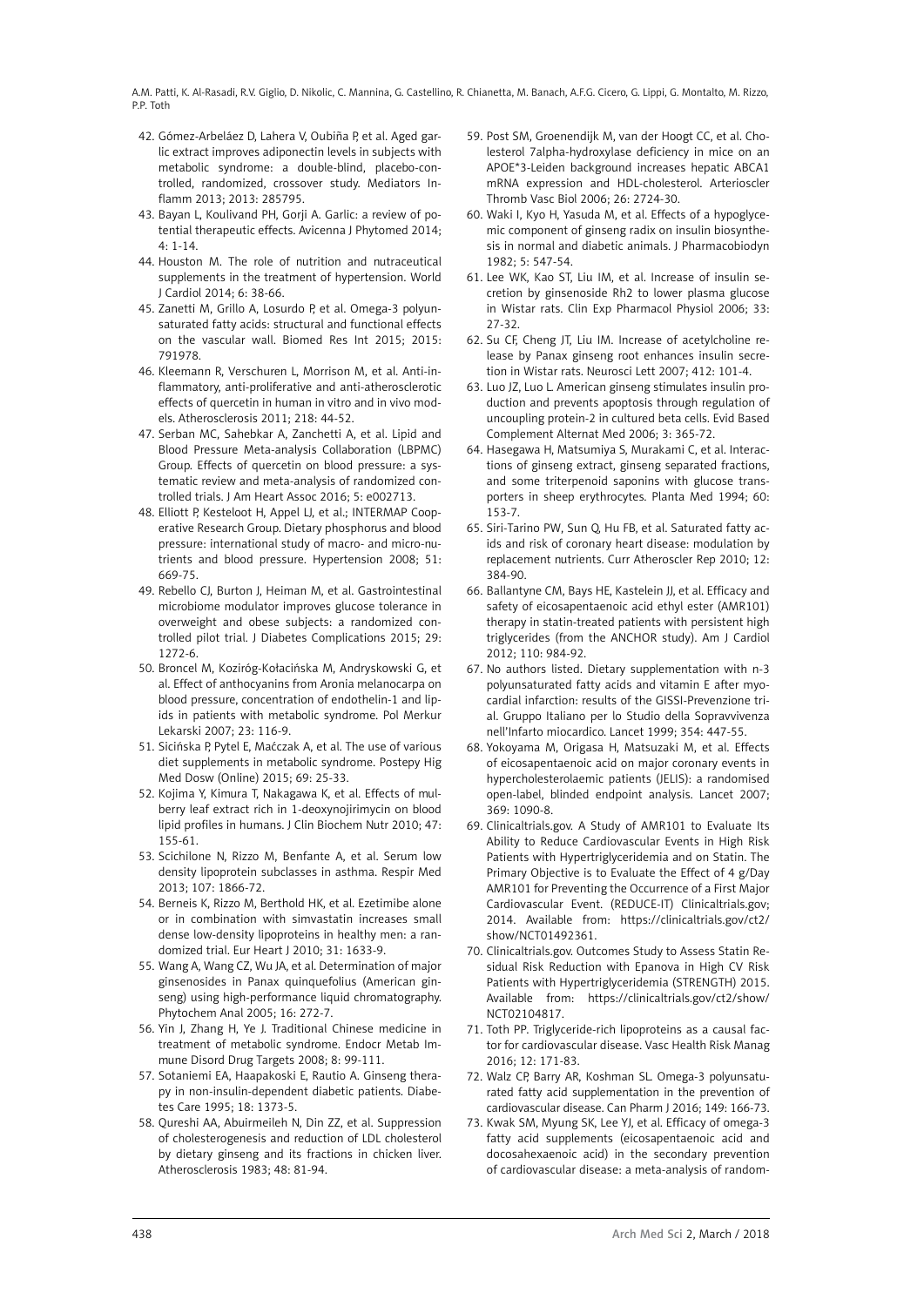42. Gómez-Arbeláez D, Lahera V, Oubiña P, et al. Aged garlic extract improves adiponectin levels in subjects with metabolic syndrome: a double-blind, placebo-controlled, randomized, crossover study. Mediators Inflamm 2013; 2013: 285795.
43. Bayan L, Koulivand PH, Gorji A. Garlic: a review of potential therapeutic effects. Avicenna J Phytomed 2014; 4: 1-14.
44. Houston M. The role of nutrition and nutraceutical supplements in the treatment of hypertension. World J Cardiol 2014; 6: 38-66.
45. Zanetti M, Grillo A, Losurdo P, et al. Omega-3 polyunsaturated fatty acids: structural and functional effects on the vascular wall. Biomed Res Int 2015; 2015: 791978.
46. Kleemann R, Verschuren L, Morrison M, et al. Anti-inflammatory, anti-proliferative and anti-atherosclerotic effects of quercetin in human in vitro and in vivo models. Atherosclerosis 2011; 218: 44-52.
47. Serban MC, Sahebkar A, Zanchetti A, et al. Lipid and Blood Pressure Meta-analysis Collaboration (LBPMC) Group. Effects of quercetin on blood pressure: a systematic review and meta-analysis of randomized controlled trials. J Am Heart Assoc 2016; 5: e002713.
48. Elliott P, Kesteloot H, Appel LJ, et al.; INTERMAP Cooperative Research Group. Dietary phosphorus and blood pressure: international study of macro- and micro-nutrients and blood pressure. Hypertension 2008; 51: 669-75.
49. Rebello CJ, Burton J, Heiman M, et al. Gastrointestinal microbiome modulator improves glucose tolerance in overweight and obese subjects: a randomized controlled pilot trial. J Diabetes Complications 2015; 29: 1272-6.
50. Broncel M, Koziróg-Kołacińska M, Andryskowski G, et al. Effect of anthocyanins from Aronia melanocarpa on blood pressure, concentration of endothelin-1 and lipids in patients with metabolic syndrome. Pol Merkur Lekarski 2007; 23: 116-9.
51. Sicińska P, Pytel E, Maćczak A, et al. The use of various diet supplements in metabolic syndrome. Postepy Hig Med Dosw (Online) 2015; 69: 25-33.
52. Kojima Y, Kimura T, Nakagawa K, et al. Effects of mulberry leaf extract rich in 1-deoxynojirimycin on blood lipid profiles in humans. J Clin Biochem Nutr 2010; 47: 155-61.
53. Scichilone N, Rizzo M, Benfante A, et al. Serum low density lipoprotein subclasses in asthma. Respir Med 2013; 107: 1866-72.
54. Berneis K, Rizzo M, Berthold HK, et al. Ezetimibe alone or in combination with simvastatin increases small dense low-density lipoproteins in healthy men: a randomized trial. Eur Heart J 2010; 31: 1633-9.
55. Wang A, Wang CZ, Wu JA, et al. Determination of major ginsenosides in Panax quinquefolius (American ginseng) using high-performance liquid chromatography. Phytochem Anal 2005; 16: 272-7.
56. Yin J, Zhang H, Ye J. Traditional Chinese medicine in treatment of metabolic syndrome. Endocr Metab Immune Disord Drug Targets 2008; 8: 99-111.
57. Sotaniemi EA, Haapakoski E, Rautio A. Ginseng therapy in non-insulin-dependent diabetic patients. Diabetes Care 1995; 18: 1373-5.
58. Qureshi AA, Abuirmeileh N, Din ZZ, et al. Suppression of cholesterogenesis and reduction of LDL cholesterol by dietary ginseng and its fractions in chicken liver. Atherosclerosis 1983; 48: 81-94.
59. Post SM, Groenendijk M, van der Hoogt CC, et al. Cholesterol 7alpha-hydroxylase deficiency in mice on an APOE*3-Leiden background increases hepatic ABCA1 mRNA expression and HDL-cholesterol. Arterioscler Thromb Vasc Biol 2006; 26: 2724-30.
60. Waki I, Kyo H, Yasuda M, et al. Effects of a hypoglycemic component of ginseng radix on insulin biosynthesis in normal and diabetic animals. J Pharmacobiodyn 1982; 5: 547-54.
61. Lee WK, Kao ST, Liu IM, et al. Increase of insulin secretion by ginsenoside Rh2 to lower plasma glucose in Wistar rats. Clin Exp Pharmacol Physiol 2006; 33: 27-32.
62. Su CF, Cheng JT, Liu IM. Increase of acetylcholine release by Panax ginseng root enhances insulin secretion in Wistar rats. Neurosci Lett 2007; 412: 101-4.
63. Luo JZ, Luo L. American ginseng stimulates insulin production and prevents apoptosis through regulation of uncoupling protein-2 in cultured beta cells. Evid Based Complement Alternat Med 2006; 3: 365-72.
64. Hasegawa H, Matsumiya S, Murakami C, et al. Interactions of ginseng extract, ginseng separated fractions, and some triterpenoid saponins with glucose transporters in sheep erythrocytes. Planta Med 1994; 60: 153-7.
65. Siri-Tarino PW, Sun Q, Hu FB, et al. Saturated fatty acids and risk of coronary heart disease: modulation by replacement nutrients. Curr Atheroscler Rep 2010; 12: 384-90.
66. Ballantyne CM, Bays HE, Kastelein JJ, et al. Efficacy and safety of eicosapentaenoic acid ethyl ester (AMR101) therapy in statin-treated patients with persistent high triglycerides (from the ANCHOR study). Am J Cardiol 2012; 110: 984-92.
67. No authors listed. Dietary supplementation with n-3 polyunsaturated fatty acids and vitamin E after myocardial infarction: results of the GISSI-Prevenzione trial. Gruppo Italiano per lo Studio della Sopravvivenza nell'Infarto miocardico. Lancet 1999; 354: 447-55.
68. Yokoyama M, Origasa H, Matsuzaki M, et al. Effects of eicosapentaenoic acid on major coronary events in hypercholesterolaemic patients (JELIS): a randomised open-label, blinded endpoint analysis. Lancet 2007; 369: 1090-8.
69. Clinicaltrials.gov. A Study of AMR101 to Evaluate Its Ability to Reduce Cardiovascular Events in High Risk Patients with Hypertriglyceridemia and on Statin. The Primary Objective is to Evaluate the Effect of 4 g/Day AMR101 for Preventing the Occurrence of a First Major Cardiovascular Event. (REDUCE-IT) Clinicaltrials.gov; 2014. Available from: https://clinicaltrials.gov/ct2/show/NCT01492361.
70. Clinicaltrials.gov. Outcomes Study to Assess Statin Residual Risk Reduction with Epanova in High CV Risk Patients with Hypertriglyceridemia (STRENGTH) 2015. Available from: https://clinicaltrials.gov/ct2/show/NCT02104817.
71. Toth PP. Triglyceride-rich lipoproteins as a causal factor for cardiovascular disease. Vasc Health Risk Manag 2016; 12: 171-83.
72. Walz CP, Barry AR, Koshman SL. Omega-3 polyunsaturated fatty acid supplementation in the prevention of cardiovascular disease. Can Pharm J 2016; 149: 166-73.
73. Kwak SM, Myung SK, Lee YJ, et al. Efficacy of omega-3 fatty acid supplements (eicosapentaenoic acid and docosahexaenoic acid) in the secondary prevention of cardiovascular disease: a meta-analysis of random-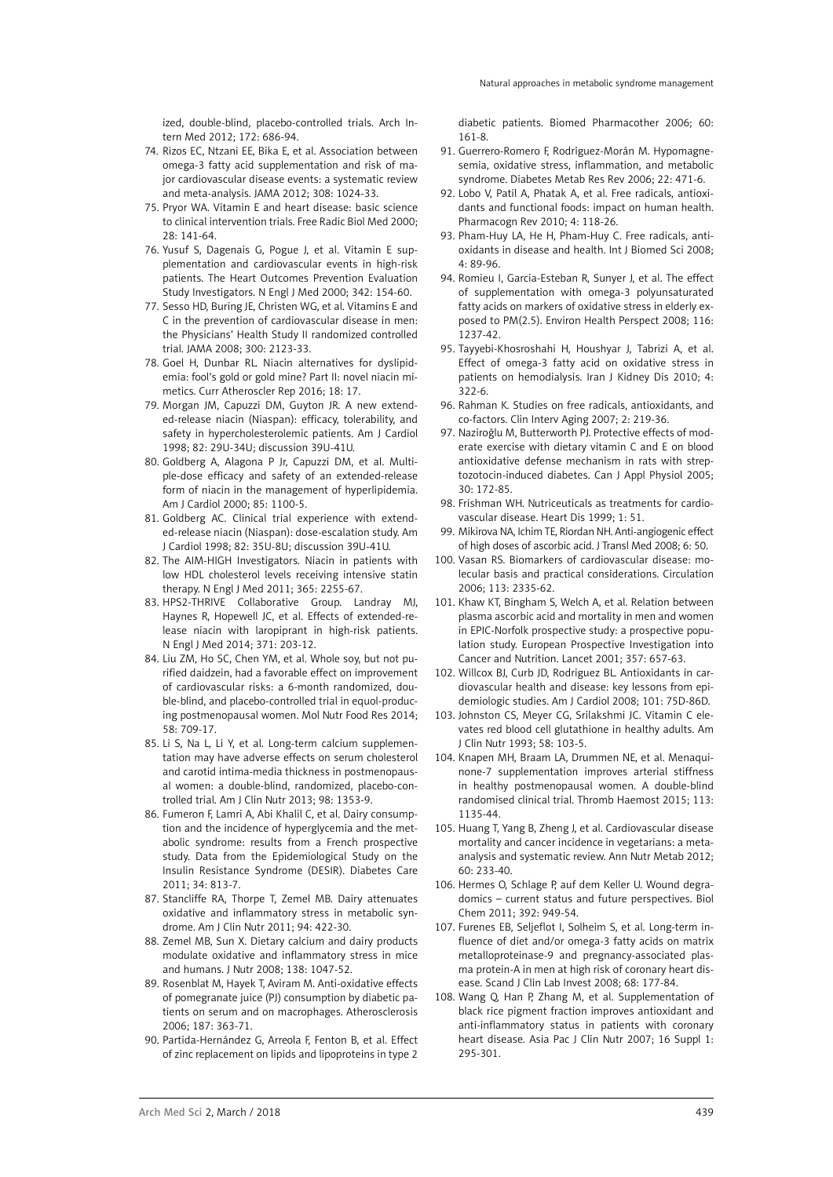ized, double-blind, placebo-controlled trials. Arch Intern Med 2012; 172: 686-94.

74. Rizos EC, Ntzani EE, Bika E, et al. Association between omega-3 fatty acid supplementation and risk of major cardiovascular disease events: a systematic review and meta-analysis. JAMA 2012; 308: 1024-33.
75. Pryor WA. Vitamin E and heart disease: basic science to clinical intervention trials. Free Radic Biol Med 2000; 28: 141-64.
76. Yusuf S, Dagenais G, Pogue J, et al. Vitamin E supplementation and cardiovascular events in high-risk patients. The Heart Outcomes Prevention Evaluation Study Investigators. N Engl J Med 2000; 342: 154-60.
77. Sesso HD, Buring JE, Christen WG, et al. Vitamins E and C in the prevention of cardiovascular disease in men: the Physicians' Health Study II randomized controlled trial. JAMA 2008; 300: 2123-33.
78. Goel H, Dunbar RL. Niacin alternatives for dyslipidemia: fool's gold or gold mine? Part II: novel niacin mimetics. Curr Atheroscler Rep 2016; 18: 17.
79. Morgan JM, Capuzzi DM, Guyton JR. A new extended-release niacin (Niaspan): efficacy, tolerability, and safety in hypercholesterolemic patients. Am J Cardiol 1998; 82: 29U-34U; discussion 39U-41U.
80. Goldberg A, Alagona P Jr, Capuzzi DM, et al. Multiple-dose efficacy and safety of an extended-release form of niacin in the management of hyperlipidemia. Am J Cardiol 2000; 85: 1100-5.
81. Goldberg AC. Clinical trial experience with extended-release niacin (Niaspan): dose-escalation study. Am J Cardiol 1998; 82: 35U-8U; discussion 39U-41U.
82. The AIM-HIGH Investigators. Niacin in patients with low HDL cholesterol levels receiving intensive statin therapy. N Engl J Med 2011; 365: 2255-67.
83. HPS2-THRIVE Collaborative Group. Landray MJ, Haynes R, Hopewell JC, et al. Effects of extended-release niacin with laropiprant in high-risk patients. N Engl J Med 2014; 371: 203-12.
84. Liu ZM, Ho SC, Chen YM, et al. Whole soy, but not purified daidzein, had a favorable effect on improvement of cardiovascular risks: a 6-month randomized, double-blind, and placebo-controlled trial in equol-producing postmenopausal women. Mol Nutr Food Res 2014; 58: 709-17.
85. Li S, Na L, Li Y, et al. Long-term calcium supplementation may have adverse effects on serum cholesterol and carotid intima-media thickness in postmenopausal women: a double-blind, randomized, placebo-controlled trial. Am J Clin Nutr 2013; 98: 1353-9.
86. Fumeron F, Lamri A, Abi Khalil C, et al. Dairy consumption and the incidence of hyperglycemia and the metabolic syndrome: results from a French prospective study. Data from the Epidemiological Study on the Insulin Resistance Syndrome (DESIR). Diabetes Care 2011; 34: 813-7.
87. Stancliffe RA, Thorpe T, Zemel MB. Dairy attenuates oxidative and inflammatory stress in metabolic syndrome. Am J Clin Nutr 2011; 94: 422-30.
88. Zemel MB, Sun X. Dietary calcium and dairy products modulate oxidative and inflammatory stress in mice and humans. J Nutr 2008; 138: 1047-52.
89. Rosenblat M, Hayek T, Aviram M. Anti-oxidative effects of pomegranate juice (PJ) consumption by diabetic patients on serum and on macrophages. Atherosclerosis 2006; 187: 363-71.
90. Partida-Hernández G, Arreola F, Fenton B, et al. Effect of zinc replacement on lipids and lipoproteins in type 2 diabetic patients. Biomed Pharmacother 2006; 60: 161-8.
91. Guerrero-Romero F, Rodríguez-Morán M. Hypomagnesemia, oxidative stress, inflammation, and metabolic syndrome. Diabetes Metab Res Rev 2006; 22: 471-6.
92. Lobo V, Patil A, Phatak A, et al. Free radicals, antioxidants and functional foods: impact on human health. Pharmacogn Rev 2010; 4: 118-26.
93. Pham-Huy LA, He H, Pham-Huy C. Free radicals, antioxidants in disease and health. Int J Biomed Sci 2008; 4: 89-96.
94. Romieu I, Garcia-Esteban R, Sunyer J, et al. The effect of supplementation with omega-3 polyunsaturated fatty acids on markers of oxidative stress in elderly exposed to PM(2.5). Environ Health Perspect 2008; 116: 1237-42.
95. Tayyebi-Khosroshahi H, Houshyar J, Tabrizi A, et al. Effect of omega-3 fatty acid on oxidative stress in patients on hemodialysis. Iran J Kidney Dis 2010; 4: 322-6.
96. Rahman K. Studies on free radicals, antioxidants, and co-factors. Clin Interv Aging 2007; 2: 219-36.
97. Naziroğlu M, Butterworth PJ. Protective effects of moderate exercise with dietary vitamin C and E on blood antioxidative defense mechanism in rats with streptozotocin-induced diabetes. Can J Appl Physiol 2005; 30: 172-85.
98. Frishman WH. Nutriceuticals as treatments for cardiovascular disease. Heart Dis 1999; 1: 51.
99. Mikirova NA, Ichim TE, Riordan NH. Anti-angiogenic effect of high doses of ascorbic acid. J Transl Med 2008; 6: 50.
100. Vasan RS. Biomarkers of cardiovascular disease: molecular basis and practical considerations. Circulation 2006; 113: 2335-62.
101. Khaw KT, Bingham S, Welch A, et al. Relation between plasma ascorbic acid and mortality in men and women in EPIC-Norfolk prospective study: a prospective population study. European Prospective Investigation into Cancer and Nutrition. Lancet 2001; 357: 657-63.
102. Willcox BJ, Curb JD, Rodriguez BL. Antioxidants in cardiovascular health and disease: key lessons from epidemiologic studies. Am J Cardiol 2008; 101: 75D-86D.
103. Johnston CS, Meyer CG, Srilakshmi JC. Vitamin C elevates red blood cell glutathione in healthy adults. Am J Clin Nutr 1993; 58: 103-5.
104. Knapen MH, Braam LA, Drummen NE, et al. Menaquinone-7 supplementation improves arterial stiffness in healthy postmenopausal women. A double-blind randomised clinical trial. Thromb Haemost 2015; 113: 1135-44.
105. Huang T, Yang B, Zheng J, et al. Cardiovascular disease mortality and cancer incidence in vegetarians: a meta-analysis and systematic review. Ann Nutr Metab 2012; 60: 233-40.
106. Hermes O, Schlage P, auf dem Keller U. Wound degradomics – current status and future perspectives. Biol Chem 2011; 392: 949-54.
107. Furenes EB, Seljeflot I, Solheim S, et al. Long-term influence of diet and/or omega-3 fatty acids on matrix metalloproteinase-9 and pregnancy-associated plasma protein-A in men at high risk of coronary heart disease. Scand J Clin Lab Invest 2008; 68: 177-84.
108. Wang Q, Han P, Zhang M, et al. Supplementation of black rice pigment fraction improves antioxidant and anti-inflammatory status in patients with coronary heart disease. Asia Pac J Clin Nutr 2007; 16 Suppl 1: 295-301.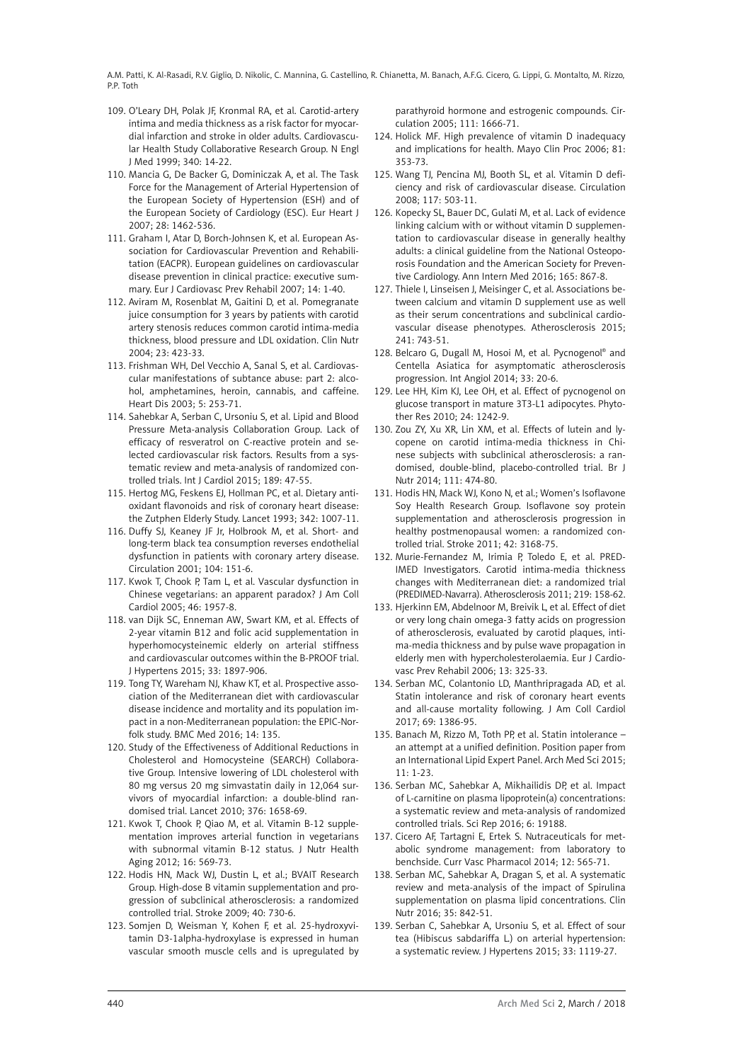109. O'Leary DH, Polak JF, Kronmal RA, et al. Carotid-artery intima and media thickness as a risk factor for myocardial infarction and stroke in older adults. Cardiovascular Health Study Collaborative Research Group. N Engl J Med 1999; 340: 14-22.
110. Mancia G, De Backer G, Dominiczak A, et al. The Task Force for the Management of Arterial Hypertension of the European Society of Hypertension (ESH) and of the European Society of Cardiology (ESC). Eur Heart J 2007; 28: 1462-536.
111. Graham I, Atar D, Borch-Johnsen K, et al. European Association for Cardiovascular Prevention and Rehabilitation (EACPR). European guidelines on cardiovascular disease prevention in clinical practice: executive summary. Eur J Cardiovasc Prev Rehabil 2007; 14: 1-40.
112. Aviram M, Rosenblat M, Gaitini D, et al. Pomegranate juice consumption for 3 years by patients with carotid artery stenosis reduces common carotid intima-media thickness, blood pressure and LDL oxidation. Clin Nutr 2004; 23: 423-33.
113. Frishman WH, Del Vecchio A, Sanal S, et al. Cardiovascular manifestations of subtance abuse: part 2: alcohol, amphetamines, heroin, cannabis, and caffeine. Heart Dis 2003; 5: 253-71.
114. Sahebkar A, Serban C, Ursoniu S, et al. Lipid and Blood Pressure Meta-analysis Collaboration Group. Lack of efficacy of resveratrol on C-reactive protein and selected cardiovascular risk factors. Results from a systematic review and meta-analysis of randomized controlled trials. Int J Cardiol 2015; 189: 47-55.
115. Hertog MG, Feskens EJ, Hollman PC, et al. Dietary antioxidant flavonoids and risk of coronary heart disease: the Zutphen Elderly Study. Lancet 1993; 342: 1007-11.
116. Duffy SJ, Keaney JF Jr, Holbrook M, et al. Short- and long-term black tea consumption reverses endothelial dysfunction in patients with coronary artery disease. Circulation 2001; 104: 151-6.
117. Kwok T, Chook P, Tam L, et al. Vascular dysfunction in Chinese vegetarians: an apparent paradox? J Am Coll Cardiol 2005; 46: 1957-8.
118. van Dijk SC, Enneman AW, Swart KM, et al. Effects of 2-year vitamin B12 and folic acid supplementation in hyperhomocysteinemic elderly on arterial stiffness and cardiovascular outcomes within the B-PROOF trial. J Hypertens 2015; 33: 1897-906.
119. Tong TY, Wareham NJ, Khaw KT, et al. Prospective association of the Mediterranean diet with cardiovascular disease incidence and mortality and its population impact in a non-Mediterranean population: the EPIC-Norfolk study. BMC Med 2016; 14: 135.
120. Study of the Effectiveness of Additional Reductions in Cholesterol and Homocysteine (SEARCH) Collaborative Group. Intensive lowering of LDL cholesterol with 80 mg versus 20 mg simvastatin daily in 12,064 survivors of myocardial infarction: a double-blind randomised trial. Lancet 2010; 376: 1658-69.
121. Kwok T, Chook P, Qiao M, et al. Vitamin B-12 supplementation improves arterial function in vegetarians with subnormal vitamin B-12 status. J Nutr Health Aging 2012; 16: 569-73.
122. Hodis HN, Mack WJ, Dustin L, et al.; BVAIT Research Group. High-dose B vitamin supplementation and progression of subclinical atherosclerosis: a randomized controlled trial. Stroke 2009; 40: 730-6.
123. Somjen D, Weisman Y, Kohen F, et al. 25-hydroxyvitamin D3-1alpha-hydroxylase is expressed in human vascular smooth muscle cells and is upregulated by parathyroid hormone and estrogenic compounds. Circulation 2005; 111: 1666-71.
124. Holick MF. High prevalence of vitamin D inadequacy and implications for health. Mayo Clin Proc 2006; 81: 353-73.
125. Wang TJ, Pencina MJ, Booth SL, et al. Vitamin D deficiency and risk of cardiovascular disease. Circulation 2008; 117: 503-11.
126. Kopecky SL, Bauer DC, Gulati M, et al. Lack of evidence linking calcium with or without vitamin D supplementation to cardiovascular disease in generally healthy adults: a clinical guideline from the National Osteoporosis Foundation and the American Society for Preventive Cardiology. Ann Intern Med 2016; 165: 867-8.
127. Thiele I, Linseisen J, Meisinger C, et al. Associations between calcium and vitamin D supplement use as well as their serum concentrations and subclinical cardiovascular disease phenotypes. Atherosclerosis 2015; 241: 743-51.
128. Belcaro G, Dugall M, Hosoi M, et al. Pycnogenol® and Centella Asiatica for asymptomatic atherosclerosis progression. Int Angiol 2014; 33: 20-6.
129. Lee HH, Kim KJ, Lee OH, et al. Effect of pycnogenol on glucose transport in mature 3T3-L1 adipocytes. Phytother Res 2010; 24: 1242-9.
130. Zou ZY, Xu XR, Lin XM, et al. Effects of lutein and lycopene on carotid intima-media thickness in Chinese subjects with subclinical atherosclerosis: a randomised, double-blind, placebo-controlled trial. Br J Nutr 2014; 111: 474-80.
131. Hodis HN, Mack WJ, Kono N, et al.; Women's Isoflavone Soy Health Research Group. Isoflavone soy protein supplementation and atherosclerosis progression in healthy postmenopausal women: a randomized controlled trial. Stroke 2011; 42: 3168-75.
132. Murie-Fernandez M, Irimia P, Toledo E, et al. PREDIMED Investigators. Carotid intima-media thickness changes with Mediterranean diet: a randomized trial (PREDIMED-Navarra). Atherosclerosis 2011; 219: 158-62.
133. Hjerkinn EM, Abdelnoor M, Breivik L, et al. Effect of diet or very long chain omega-3 fatty acids on progression of atherosclerosis, evaluated by carotid plaques, intima-media thickness and by pulse wave propagation in elderly men with hypercholesterolaemia. Eur J Cardiovasc Prev Rehabil 2006; 13: 325-33.
134. Serban MC, Colantonio LD, Manthripragada AD, et al. Statin intolerance and risk of coronary heart events and all-cause mortality following. J Am Coll Cardiol 2017; 69: 1386-95.
135. Banach M, Rizzo M, Toth PP, et al. Statin intolerance – an attempt at a unified definition. Position paper from an International Lipid Expert Panel. Arch Med Sci 2015; 11: 1-23.
136. Serban MC, Sahebkar A, Mikhailidis DP, et al. Impact of L-carnitine on plasma lipoprotein(a) concentrations: a systematic review and meta-analysis of randomized controlled trials. Sci Rep 2016; 6: 19188.
137. Cicero AF, Tartagni E, Ertek S. Nutraceuticals for metabolic syndrome management: from laboratory to benchside. Curr Vasc Pharmacol 2014; 12: 565-71.
138. Serban MC, Sahebkar A, Dragan S, et al. A systematic review and meta-analysis of the impact of Spirulina supplementation on plasma lipid concentrations. Clin Nutr 2016; 35: 842-51.
139. Serban C, Sahebkar A, Ursoniu S, et al. Effect of sour tea (Hibiscus sabdariffa L.) on arterial hypertension: a systematic review. J Hypertens 2015; 33: 1119-27.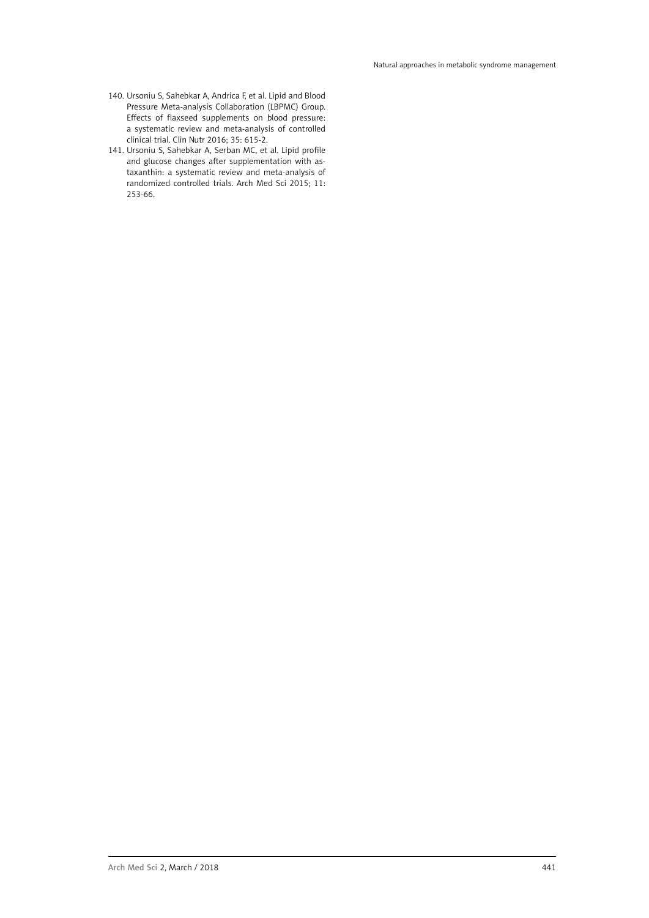140. Ursoniu S, Sahebkar A, Andrica F, et al. Lipid and Blood Pressure Meta-analysis Collaboration (LBPMC) Group. Effects of flaxseed supplements on blood pressure: a systematic review and meta-analysis of controlled clinical trial. Clin Nutr 2016; 35: 615-2.
141. Ursoniu S, Sahebkar A, Serban MC, et al. Lipid profile and glucose changes after supplementation with astaxanthin: a systematic review and meta-analysis of randomized controlled trials. Arch Med Sci 2015; 11: 253-66.